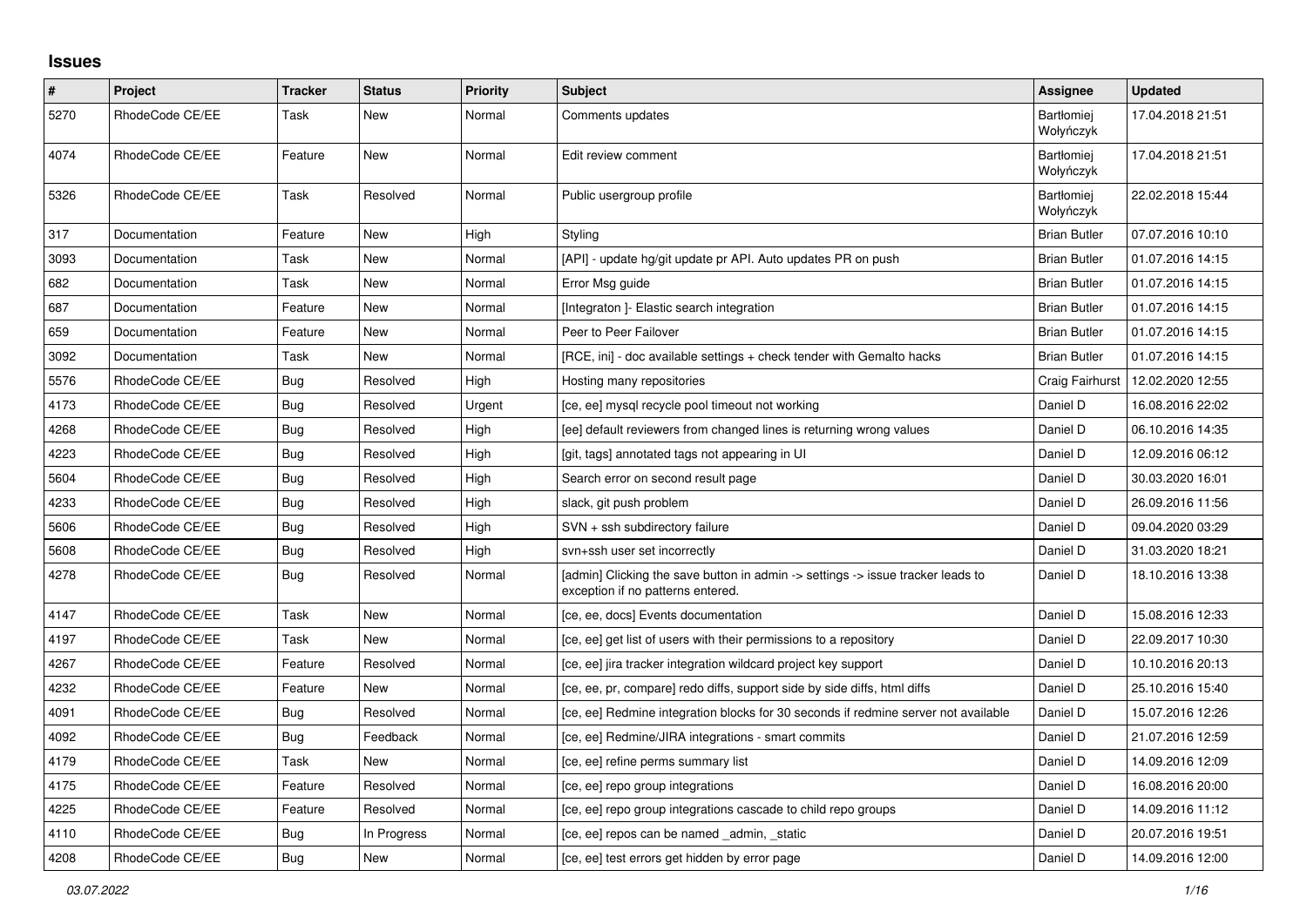## Issues

| # | Project | Tracker | Status | Priority | Subject | Assignee | Updated |
|---|---|---|---|---|---|---|---|
| 5270 | RhodeCode CE/EE | Task | New | Normal | Comments updates | Bartłomiej Wołyńczyk | 17.04.2018 21:51 |
| 4074 | RhodeCode CE/EE | Feature | New | Normal | Edit review comment | Bartłomiej Wołyńczyk | 17.04.2018 21:51 |
| 5326 | RhodeCode CE/EE | Task | Resolved | Normal | Public usergroup profile | Bartłomiej Wołyńczyk | 22.02.2018 15:44 |
| 317 | Documentation | Feature | New | High | Styling | Brian Butler | 07.07.2016 10:10 |
| 3093 | Documentation | Task | New | Normal | [API] - update hg/git update pr API. Auto updates PR on push | Brian Butler | 01.07.2016 14:15 |
| 682 | Documentation | Task | New | Normal | Error Msg guide | Brian Butler | 01.07.2016 14:15 |
| 687 | Documentation | Feature | New | Normal | [Integraton ]- Elastic search integration | Brian Butler | 01.07.2016 14:15 |
| 659 | Documentation | Feature | New | Normal | Peer to Peer Failover | Brian Butler | 01.07.2016 14:15 |
| 3092 | Documentation | Task | New | Normal | [RCE, ini] - doc available settings + check tender with Gemalto hacks | Brian Butler | 01.07.2016 14:15 |
| 5576 | RhodeCode CE/EE | Bug | Resolved | High | Hosting many repositories | Craig Fairhurst | 12.02.2020 12:55 |
| 4173 | RhodeCode CE/EE | Bug | Resolved | Urgent | [ce, ee] mysql recycle pool timeout not working | Daniel D | 16.08.2016 22:02 |
| 4268 | RhodeCode CE/EE | Bug | Resolved | High | [ee] default reviewers from changed lines is returning wrong values | Daniel D | 06.10.2016 14:35 |
| 4223 | RhodeCode CE/EE | Bug | Resolved | High | [git, tags] annotated tags not appearing in UI | Daniel D | 12.09.2016 06:12 |
| 5604 | RhodeCode CE/EE | Bug | Resolved | High | Search error on second result page | Daniel D | 30.03.2020 16:01 |
| 4233 | RhodeCode CE/EE | Bug | Resolved | High | slack, git push problem | Daniel D | 26.09.2016 11:56 |
| 5606 | RhodeCode CE/EE | Bug | Resolved | High | SVN + ssh subdirectory failure | Daniel D | 09.04.2020 03:29 |
| 5608 | RhodeCode CE/EE | Bug | Resolved | High | svn+ssh user set incorrectly | Daniel D | 31.03.2020 18:21 |
| 4278 | RhodeCode CE/EE | Bug | Resolved | Normal | [admin] Clicking the save button in admin -> settings -> issue tracker leads to exception if no patterns entered. | Daniel D | 18.10.2016 13:38 |
| 4147 | RhodeCode CE/EE | Task | New | Normal | [ce, ee, docs] Events documentation | Daniel D | 15.08.2016 12:33 |
| 4197 | RhodeCode CE/EE | Task | New | Normal | [ce, ee] get list of users with their permissions to a repository | Daniel D | 22.09.2017 10:30 |
| 4267 | RhodeCode CE/EE | Feature | Resolved | Normal | [ce, ee] jira tracker integration wildcard project key support | Daniel D | 10.10.2016 20:13 |
| 4232 | RhodeCode CE/EE | Feature | New | Normal | [ce, ee, pr, compare] redo diffs, support side by side diffs, html diffs | Daniel D | 25.10.2016 15:40 |
| 4091 | RhodeCode CE/EE | Bug | Resolved | Normal | [ce, ee] Redmine integration blocks for 30 seconds if redmine server not available | Daniel D | 15.07.2016 12:26 |
| 4092 | RhodeCode CE/EE | Bug | Feedback | Normal | [ce, ee] Redmine/JIRA integrations - smart commits | Daniel D | 21.07.2016 12:59 |
| 4179 | RhodeCode CE/EE | Task | New | Normal | [ce, ee] refine perms summary list | Daniel D | 14.09.2016 12:09 |
| 4175 | RhodeCode CE/EE | Feature | Resolved | Normal | [ce, ee] repo group integrations | Daniel D | 16.08.2016 20:00 |
| 4225 | RhodeCode CE/EE | Feature | Resolved | Normal | [ce, ee] repo group integrations cascade to child repo groups | Daniel D | 14.09.2016 11:12 |
| 4110 | RhodeCode CE/EE | Bug | In Progress | Normal | [ce, ee] repos can be named _admin, _static | Daniel D | 20.07.2016 19:51 |
| 4208 | RhodeCode CE/EE | Bug | New | Normal | [ce, ee] test errors get hidden by error page | Daniel D | 14.09.2016 12:00 |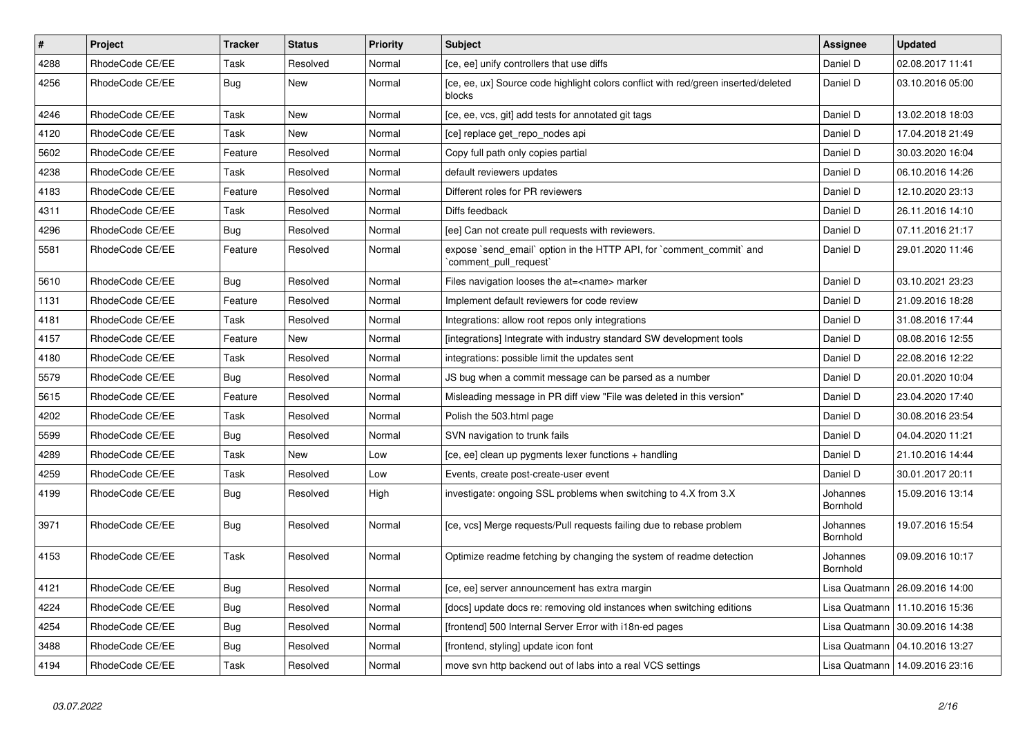| # | Project | Tracker | Status | Priority | Subject | Assignee | Updated |
|---|---|---|---|---|---|---|---|
| 4288 | RhodeCode CE/EE | Task | Resolved | Normal | [ce, ee] unify controllers that use diffs | Daniel D | 02.08.2017 11:41 |
| 4256 | RhodeCode CE/EE | Bug | New | Normal | [ce, ee, ux] Source code highlight colors conflict with red/green inserted/deleted blocks | Daniel D | 03.10.2016 05:00 |
| 4246 | RhodeCode CE/EE | Task | New | Normal | [ce, ee, vcs, git] add tests for annotated git tags | Daniel D | 13.02.2018 18:03 |
| 4120 | RhodeCode CE/EE | Task | New | Normal | [ce] replace get_repo_nodes api | Daniel D | 17.04.2018 21:49 |
| 5602 | RhodeCode CE/EE | Feature | Resolved | Normal | Copy full path only copies partial | Daniel D | 30.03.2020 16:04 |
| 4238 | RhodeCode CE/EE | Task | Resolved | Normal | default reviewers updates | Daniel D | 06.10.2016 14:26 |
| 4183 | RhodeCode CE/EE | Feature | Resolved | Normal | Different roles for PR reviewers | Daniel D | 12.10.2020 23:13 |
| 4311 | RhodeCode CE/EE | Task | Resolved | Normal | Diffs feedback | Daniel D | 26.11.2016 14:10 |
| 4296 | RhodeCode CE/EE | Bug | Resolved | Normal | [ee] Can not create pull requests with reviewers. | Daniel D | 07.11.2016 21:17 |
| 5581 | RhodeCode CE/EE | Feature | Resolved | Normal | expose `send_email` option in the HTTP API, for `comment_commit` and `comment_pull_request` | Daniel D | 29.01.2020 11:46 |
| 5610 | RhodeCode CE/EE | Bug | Resolved | Normal | Files navigation looses the at=<name> marker | Daniel D | 03.10.2021 23:23 |
| 1131 | RhodeCode CE/EE | Feature | Resolved | Normal | Implement default reviewers for code review | Daniel D | 21.09.2016 18:28 |
| 4181 | RhodeCode CE/EE | Task | Resolved | Normal | Integrations: allow root repos only integrations | Daniel D | 31.08.2016 17:44 |
| 4157 | RhodeCode CE/EE | Feature | New | Normal | [integrations] Integrate with industry standard SW development tools | Daniel D | 08.08.2016 12:55 |
| 4180 | RhodeCode CE/EE | Task | Resolved | Normal | integrations: possible limit the updates sent | Daniel D | 22.08.2016 12:22 |
| 5579 | RhodeCode CE/EE | Bug | Resolved | Normal | JS bug when a commit message can be parsed as a number | Daniel D | 20.01.2020 10:04 |
| 5615 | RhodeCode CE/EE | Feature | Resolved | Normal | Misleading message in PR diff view "File was deleted in this version" | Daniel D | 23.04.2020 17:40 |
| 4202 | RhodeCode CE/EE | Task | Resolved | Normal | Polish the 503.html page | Daniel D | 30.08.2016 23:54 |
| 5599 | RhodeCode CE/EE | Bug | Resolved | Normal | SVN navigation to trunk fails | Daniel D | 04.04.2020 11:21 |
| 4289 | RhodeCode CE/EE | Task | New | Low | [ce, ee] clean up pygments lexer functions + handling | Daniel D | 21.10.2016 14:44 |
| 4259 | RhodeCode CE/EE | Task | Resolved | Low | Events, create post-create-user event | Daniel D | 30.01.2017 20:11 |
| 4199 | RhodeCode CE/EE | Bug | Resolved | High | investigate: ongoing SSL problems when switching to 4.X from 3.X | Johannes Bornhold | 15.09.2016 13:14 |
| 3971 | RhodeCode CE/EE | Bug | Resolved | Normal | [ce, vcs] Merge requests/Pull requests failing due to rebase problem | Johannes Bornhold | 19.07.2016 15:54 |
| 4153 | RhodeCode CE/EE | Task | Resolved | Normal | Optimize readme fetching by changing the system of readme detection | Johannes Bornhold | 09.09.2016 10:17 |
| 4121 | RhodeCode CE/EE | Bug | Resolved | Normal | [ce, ee] server announcement has extra margin | Lisa Quatmann | 26.09.2016 14:00 |
| 4224 | RhodeCode CE/EE | Bug | Resolved | Normal | [docs] update docs re: removing old instances when switching editions | Lisa Quatmann | 11.10.2016 15:36 |
| 4254 | RhodeCode CE/EE | Bug | Resolved | Normal | [frontend] 500 Internal Server Error with i18n-ed pages | Lisa Quatmann | 30.09.2016 14:38 |
| 3488 | RhodeCode CE/EE | Bug | Resolved | Normal | [frontend, styling] update icon font | Lisa Quatmann | 04.10.2016 13:27 |
| 4194 | RhodeCode CE/EE | Task | Resolved | Normal | move svn http backend out of labs into a real VCS settings | Lisa Quatmann | 14.09.2016 23:16 |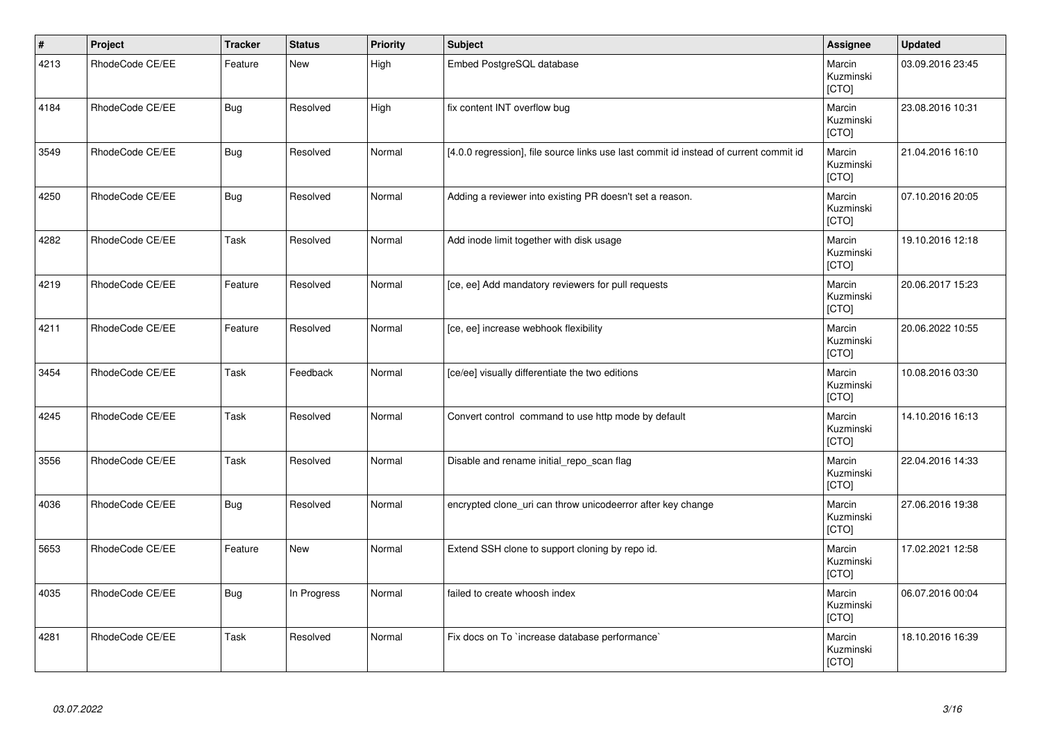| # | Project | Tracker | Status | Priority | Subject | Assignee | Updated |
|---|---|---|---|---|---|---|---|
| 4213 | RhodeCode CE/EE | Feature | New | High | Embed PostgreSQL database | Marcin Kuzminski [CTO] | 03.09.2016 23:45 |
| 4184 | RhodeCode CE/EE | Bug | Resolved | High | fix content INT overflow bug | Marcin Kuzminski [CTO] | 23.08.2016 10:31 |
| 3549 | RhodeCode CE/EE | Bug | Resolved | Normal | [4.0.0 regression], file source links use last commit id instead of current commit id | Marcin Kuzminski [CTO] | 21.04.2016 16:10 |
| 4250 | RhodeCode CE/EE | Bug | Resolved | Normal | Adding a reviewer into existing PR doesn't set a reason. | Marcin Kuzminski [CTO] | 07.10.2016 20:05 |
| 4282 | RhodeCode CE/EE | Task | Resolved | Normal | Add inode limit together with disk usage | Marcin Kuzminski [CTO] | 19.10.2016 12:18 |
| 4219 | RhodeCode CE/EE | Feature | Resolved | Normal | [ce, ee] Add mandatory reviewers for pull requests | Marcin Kuzminski [CTO] | 20.06.2017 15:23 |
| 4211 | RhodeCode CE/EE | Feature | Resolved | Normal | [ce, ee] increase webhook flexibility | Marcin Kuzminski [CTO] | 20.06.2022 10:55 |
| 3454 | RhodeCode CE/EE | Task | Feedback | Normal | [ce/ee] visually differentiate the two editions | Marcin Kuzminski [CTO] | 10.08.2016 03:30 |
| 4245 | RhodeCode CE/EE | Task | Resolved | Normal | Convert control command to use http mode by default | Marcin Kuzminski [CTO] | 14.10.2016 16:13 |
| 3556 | RhodeCode CE/EE | Task | Resolved | Normal | Disable and rename initial_repo_scan flag | Marcin Kuzminski [CTO] | 22.04.2016 14:33 |
| 4036 | RhodeCode CE/EE | Bug | Resolved | Normal | encrypted clone_uri can throw unicodeerror after key change | Marcin Kuzminski [CTO] | 27.06.2016 19:38 |
| 5653 | RhodeCode CE/EE | Feature | New | Normal | Extend SSH clone to support cloning by repo id. | Marcin Kuzminski [CTO] | 17.02.2021 12:58 |
| 4035 | RhodeCode CE/EE | Bug | In Progress | Normal | failed to create whoosh index | Marcin Kuzminski [CTO] | 06.07.2016 00:04 |
| 4281 | RhodeCode CE/EE | Task | Resolved | Normal | Fix docs on To `increase database performance` | Marcin Kuzminski [CTO] | 18.10.2016 16:39 |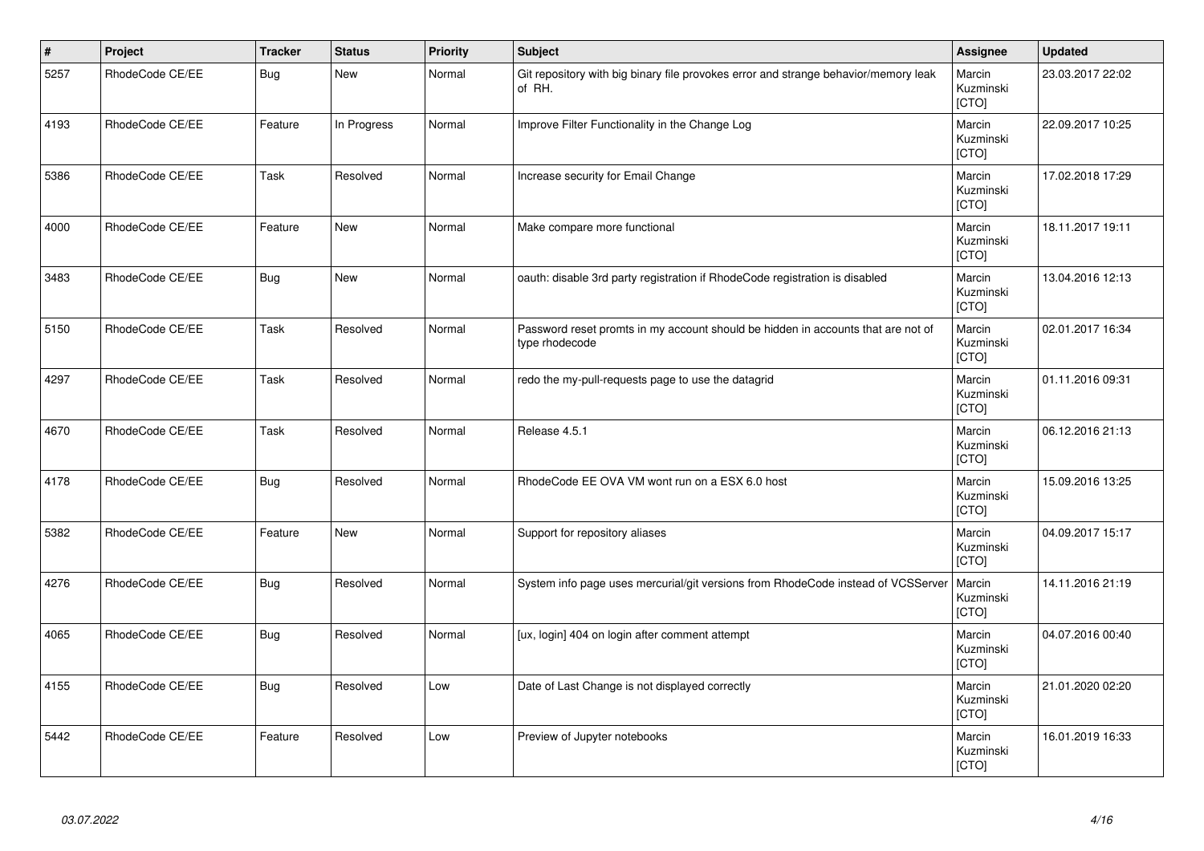| # | Project | Tracker | Status | Priority | Subject | Assignee | Updated |
|---|---|---|---|---|---|---|---|
| 5257 | RhodeCode CE/EE | Bug | New | Normal | Git repository with big binary file provokes error and strange behavior/memory leak of RH. | Marcin Kuzminski [CTO] | 23.03.2017 22:02 |
| 4193 | RhodeCode CE/EE | Feature | In Progress | Normal | Improve Filter Functionality in the Change Log | Marcin Kuzminski [CTO] | 22.09.2017 10:25 |
| 5386 | RhodeCode CE/EE | Task | Resolved | Normal | Increase security for Email Change | Marcin Kuzminski [CTO] | 17.02.2018 17:29 |
| 4000 | RhodeCode CE/EE | Feature | New | Normal | Make compare more functional | Marcin Kuzminski [CTO] | 18.11.2017 19:11 |
| 3483 | RhodeCode CE/EE | Bug | New | Normal | oauth: disable 3rd party registration if RhodeCode registration is disabled | Marcin Kuzminski [CTO] | 13.04.2016 12:13 |
| 5150 | RhodeCode CE/EE | Task | Resolved | Normal | Password reset promts in my account should be hidden in accounts that are not of type rhodecode | Marcin Kuzminski [CTO] | 02.01.2017 16:34 |
| 4297 | RhodeCode CE/EE | Task | Resolved | Normal | redo the my-pull-requests page to use the datagrid | Marcin Kuzminski [CTO] | 01.11.2016 09:31 |
| 4670 | RhodeCode CE/EE | Task | Resolved | Normal | Release 4.5.1 | Marcin Kuzminski [CTO] | 06.12.2016 21:13 |
| 4178 | RhodeCode CE/EE | Bug | Resolved | Normal | RhodeCode EE OVA VM wont run on a ESX 6.0 host | Marcin Kuzminski [CTO] | 15.09.2016 13:25 |
| 5382 | RhodeCode CE/EE | Feature | New | Normal | Support for repository aliases | Marcin Kuzminski [CTO] | 04.09.2017 15:17 |
| 4276 | RhodeCode CE/EE | Bug | Resolved | Normal | System info page uses mercurial/git versions from RhodeCode instead of VCSServer | Marcin Kuzminski [CTO] | 14.11.2016 21:19 |
| 4065 | RhodeCode CE/EE | Bug | Resolved | Normal | [ux, login] 404 on login after comment attempt | Marcin Kuzminski [CTO] | 04.07.2016 00:40 |
| 4155 | RhodeCode CE/EE | Bug | Resolved | Low | Date of Last Change is not displayed correctly | Marcin Kuzminski [CTO] | 21.01.2020 02:20 |
| 5442 | RhodeCode CE/EE | Feature | Resolved | Low | Preview of Jupyter notebooks | Marcin Kuzminski [CTO] | 16.01.2019 16:33 |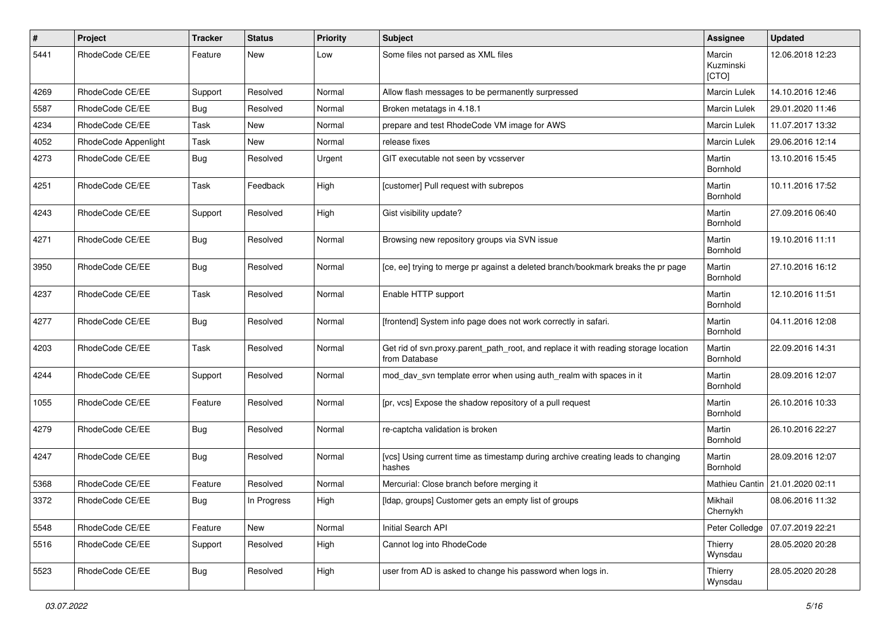| # | Project | Tracker | Status | Priority | Subject | Assignee | Updated |
|---|---|---|---|---|---|---|---|
| 5441 | RhodeCode CE/EE | Feature | New | Low | Some files not parsed as XML files | Marcin Kuzminski [CTO] | 12.06.2018 12:23 |
| 4269 | RhodeCode CE/EE | Support | Resolved | Normal | Allow flash messages to be permanently surpressed | Marcin Lulek | 14.10.2016 12:46 |
| 5587 | RhodeCode CE/EE | Bug | Resolved | Normal | Broken metatags in 4.18.1 | Marcin Lulek | 29.01.2020 11:46 |
| 4234 | RhodeCode CE/EE | Task | New | Normal | prepare and test RhodeCode VM image for AWS | Marcin Lulek | 11.07.2017 13:32 |
| 4052 | RhodeCode Appenlight | Task | New | Normal | release fixes | Marcin Lulek | 29.06.2016 12:14 |
| 4273 | RhodeCode CE/EE | Bug | Resolved | Urgent | GIT executable not seen by vcsserver | Martin Bornhold | 13.10.2016 15:45 |
| 4251 | RhodeCode CE/EE | Task | Feedback | High | [customer] Pull request with subrepos | Martin Bornhold | 10.11.2016 17:52 |
| 4243 | RhodeCode CE/EE | Support | Resolved | High | Gist visibility update? | Martin Bornhold | 27.09.2016 06:40 |
| 4271 | RhodeCode CE/EE | Bug | Resolved | Normal | Browsing new repository groups via SVN issue | Martin Bornhold | 19.10.2016 11:11 |
| 3950 | RhodeCode CE/EE | Bug | Resolved | Normal | [ce, ee] trying to merge pr against a deleted branch/bookmark breaks the pr page | Martin Bornhold | 27.10.2016 16:12 |
| 4237 | RhodeCode CE/EE | Task | Resolved | Normal | Enable HTTP support | Martin Bornhold | 12.10.2016 11:51 |
| 4277 | RhodeCode CE/EE | Bug | Resolved | Normal | [frontend] System info page does not work correctly in safari. | Martin Bornhold | 04.11.2016 12:08 |
| 4203 | RhodeCode CE/EE | Task | Resolved | Normal | Get rid of svn.proxy.parent_path_root, and replace it with reading storage location from Database | Martin Bornhold | 22.09.2016 14:31 |
| 4244 | RhodeCode CE/EE | Support | Resolved | Normal | mod_dav_svn template error when using auth_realm with spaces in it | Martin Bornhold | 28.09.2016 12:07 |
| 1055 | RhodeCode CE/EE | Feature | Resolved | Normal | [pr, vcs] Expose the shadow repository of a pull request | Martin Bornhold | 26.10.2016 10:33 |
| 4279 | RhodeCode CE/EE | Bug | Resolved | Normal | re-captcha validation is broken | Martin Bornhold | 26.10.2016 22:27 |
| 4247 | RhodeCode CE/EE | Bug | Resolved | Normal | [vcs] Using current time as timestamp during archive creating leads to changing hashes | Martin Bornhold | 28.09.2016 12:07 |
| 5368 | RhodeCode CE/EE | Feature | Resolved | Normal | Mercurial: Close branch before merging it | Mathieu Cantin | 21.01.2020 02:11 |
| 3372 | RhodeCode CE/EE | Bug | In Progress | High | [ldap, groups] Customer gets an empty list of groups | Mikhail Chernykh | 08.06.2016 11:32 |
| 5548 | RhodeCode CE/EE | Feature | New | Normal | Initial Search API | Peter Colledge | 07.07.2019 22:21 |
| 5516 | RhodeCode CE/EE | Support | Resolved | High | Cannot log into RhodeCode | Thierry Wynsdau | 28.05.2020 20:28 |
| 5523 | RhodeCode CE/EE | Bug | Resolved | High | user from AD is asked to change his password when logs in. | Thierry Wynsdau | 28.05.2020 20:28 |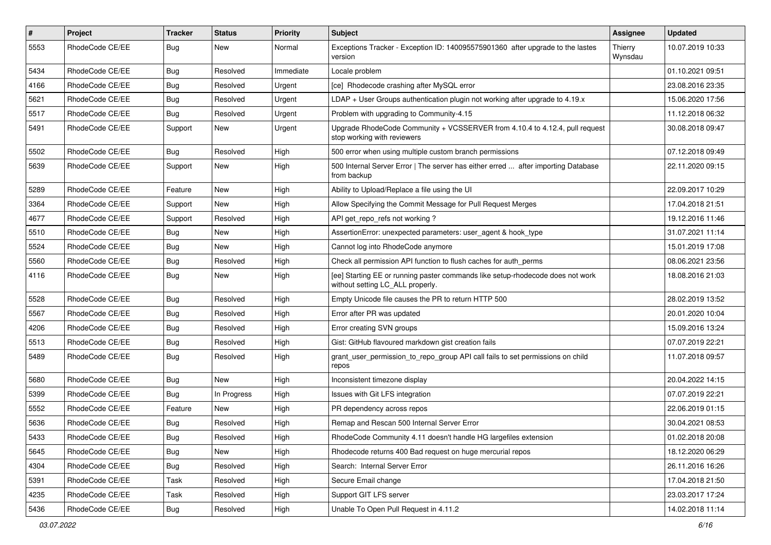| # | Project | Tracker | Status | Priority | Subject | Assignee | Updated |
|---|---|---|---|---|---|---|---|
| 5553 | RhodeCode CE/EE | Bug | New | Normal | Exceptions Tracker - Exception ID: 140095575901360 after upgrade to the lastes version | Thierry Wynsdau | 10.07.2019 10:33 |
| 5434 | RhodeCode CE/EE | Bug | Resolved | Immediate | Locale problem | | 01.10.2021 09:51 |
| 4166 | RhodeCode CE/EE | Bug | Resolved | Urgent | [ce] Rhodecode crashing after MySQL error | | 23.08.2016 23:35 |
| 5621 | RhodeCode CE/EE | Bug | Resolved | Urgent | LDAP + User Groups authentication plugin not working after upgrade to 4.19.x | | 15.06.2020 17:56 |
| 5517 | RhodeCode CE/EE | Bug | Resolved | Urgent | Problem with upgrading to Community-4.15 | | 11.12.2018 06:32 |
| 5491 | RhodeCode CE/EE | Support | New | Urgent | Upgrade RhodeCode Community + VCSSERVER from 4.10.4 to 4.12.4, pull request stop working with reviewers | | 30.08.2018 09:47 |
| 5502 | RhodeCode CE/EE | Bug | Resolved | High | 500 error when using multiple custom branch permissions | | 07.12.2018 09:49 |
| 5639 | RhodeCode CE/EE | Support | New | High | 500 Internal Server Error \| The server has either erred ... after importing Database from backup | | 22.11.2020 09:15 |
| 5289 | RhodeCode CE/EE | Feature | New | High | Ability to Upload/Replace a file using the UI | | 22.09.2017 10:29 |
| 3364 | RhodeCode CE/EE | Support | New | High | Allow Specifying the Commit Message for Pull Request Merges | | 17.04.2018 21:51 |
| 4677 | RhodeCode CE/EE | Support | Resolved | High | API get_repo_refs not working ? | | 19.12.2016 11:46 |
| 5510 | RhodeCode CE/EE | Bug | New | High | AssertionError: unexpected parameters: user_agent & hook_type | | 31.07.2021 11:14 |
| 5524 | RhodeCode CE/EE | Bug | New | High | Cannot log into RhodeCode anymore | | 15.01.2019 17:08 |
| 5560 | RhodeCode CE/EE | Bug | Resolved | High | Check all permission API function to flush caches for auth_perms | | 08.06.2021 23:56 |
| 4116 | RhodeCode CE/EE | Bug | New | High | [ee] Starting EE or running paster commands like setup-rhodecode does not work without setting LC_ALL properly. | | 18.08.2016 21:03 |
| 5528 | RhodeCode CE/EE | Bug | Resolved | High | Empty Unicode file causes the PR to return HTTP 500 | | 28.02.2019 13:52 |
| 5567 | RhodeCode CE/EE | Bug | Resolved | High | Error after PR was updated | | 20.01.2020 10:04 |
| 4206 | RhodeCode CE/EE | Bug | Resolved | High | Error creating SVN groups | | 15.09.2016 13:24 |
| 5513 | RhodeCode CE/EE | Bug | Resolved | High | Gist: GitHub flavoured markdown gist creation fails | | 07.07.2019 22:21 |
| 5489 | RhodeCode CE/EE | Bug | Resolved | High | grant_user_permission_to_repo_group API call fails to set permissions on child repos | | 11.07.2018 09:57 |
| 5680 | RhodeCode CE/EE | Bug | New | High | Inconsistent timezone display | | 20.04.2022 14:15 |
| 5399 | RhodeCode CE/EE | Bug | In Progress | High | Issues with Git LFS integration | | 07.07.2019 22:21 |
| 5552 | RhodeCode CE/EE | Feature | New | High | PR dependency across repos | | 22.06.2019 01:15 |
| 5636 | RhodeCode CE/EE | Bug | Resolved | High | Remap and Rescan 500 Internal Server Error | | 30.04.2021 08:53 |
| 5433 | RhodeCode CE/EE | Bug | Resolved | High | RhodeCode Community 4.11 doesn't handle HG largefiles extension | | 01.02.2018 20:08 |
| 5645 | RhodeCode CE/EE | Bug | New | High | Rhodecode returns 400 Bad request on huge mercurial repos | | 18.12.2020 06:29 |
| 4304 | RhodeCode CE/EE | Bug | Resolved | High | Search: Internal Server Error | | 26.11.2016 16:26 |
| 5391 | RhodeCode CE/EE | Task | Resolved | High | Secure Email change | | 17.04.2018 21:50 |
| 4235 | RhodeCode CE/EE | Task | Resolved | High | Support GIT LFS server | | 23.03.2017 17:24 |
| 5436 | RhodeCode CE/EE | Bug | Resolved | High | Unable To Open Pull Request in 4.11.2 | | 14.02.2018 11:14 |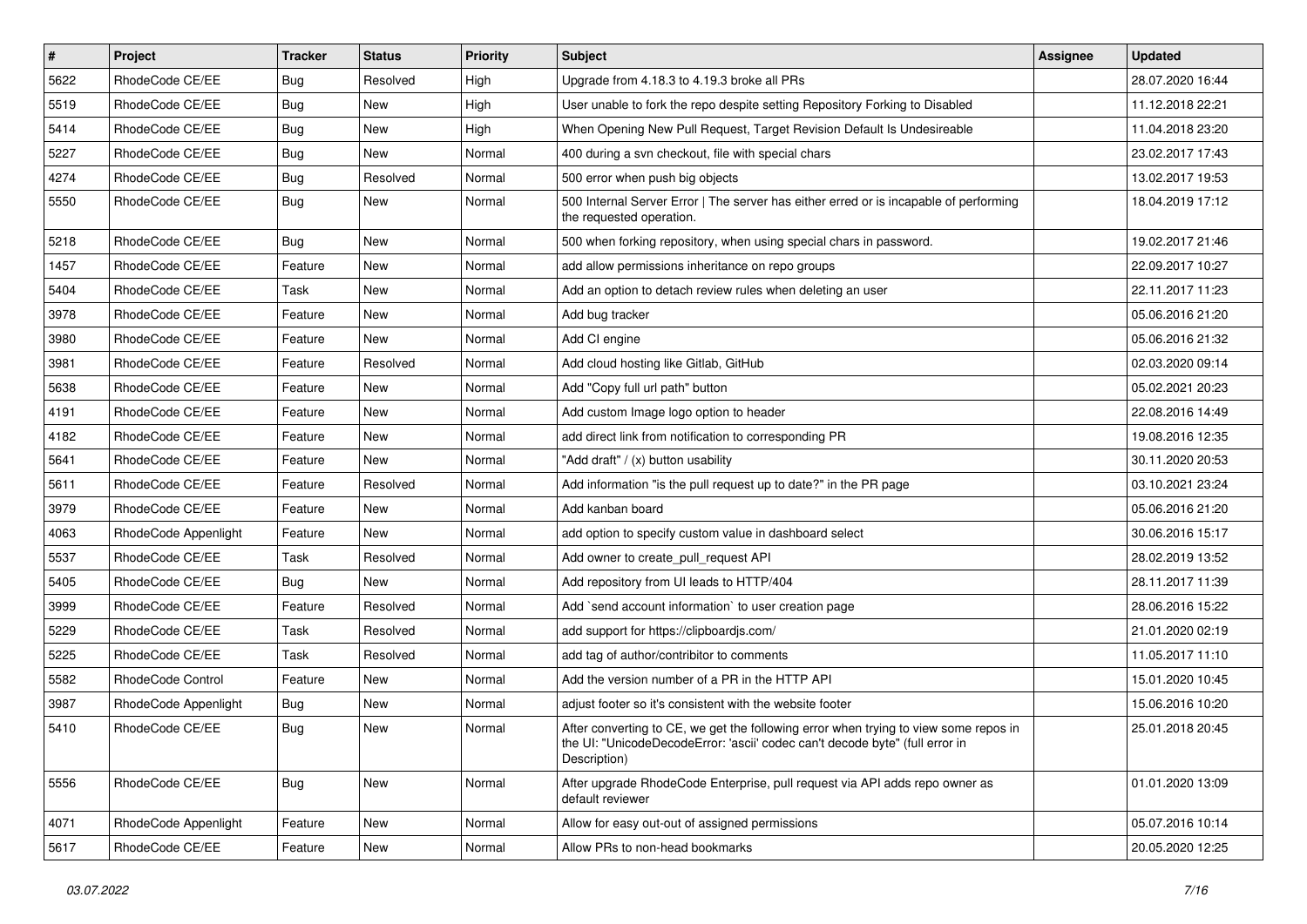| # | Project | Tracker | Status | Priority | Subject | Assignee | Updated |
|---|---|---|---|---|---|---|---|
| 5622 | RhodeCode CE/EE | Bug | Resolved | High | Upgrade from 4.18.3 to 4.19.3 broke all PRs | | 28.07.2020 16:44 |
| 5519 | RhodeCode CE/EE | Bug | New | High | User unable to fork the repo despite setting Repository Forking to Disabled | | 11.12.2018 22:21 |
| 5414 | RhodeCode CE/EE | Bug | New | High | When Opening New Pull Request, Target Revision Default Is Undesireable | | 11.04.2018 23:20 |
| 5227 | RhodeCode CE/EE | Bug | New | Normal | 400 during a svn checkout, file with special chars | | 23.02.2017 17:43 |
| 4274 | RhodeCode CE/EE | Bug | Resolved | Normal | 500 error when push big objects | | 13.02.2017 19:53 |
| 5550 | RhodeCode CE/EE | Bug | New | Normal | 500 Internal Server Error \| The server has either erred or is incapable of performing the requested operation. | | 18.04.2019 17:12 |
| 5218 | RhodeCode CE/EE | Bug | New | Normal | 500 when forking repository, when using special chars in password. | | 19.02.2017 21:46 |
| 1457 | RhodeCode CE/EE | Feature | New | Normal | add allow permissions inheritance on repo groups | | 22.09.2017 10:27 |
| 5404 | RhodeCode CE/EE | Task | New | Normal | Add an option to detach review rules when deleting an user | | 22.11.2017 11:23 |
| 3978 | RhodeCode CE/EE | Feature | New | Normal | Add bug tracker | | 05.06.2016 21:20 |
| 3980 | RhodeCode CE/EE | Feature | New | Normal | Add CI engine | | 05.06.2016 21:32 |
| 3981 | RhodeCode CE/EE | Feature | Resolved | Normal | Add cloud hosting like Gitlab, GitHub | | 02.03.2020 09:14 |
| 5638 | RhodeCode CE/EE | Feature | New | Normal | Add "Copy full url path" button | | 05.02.2021 20:23 |
| 4191 | RhodeCode CE/EE | Feature | New | Normal | Add custom Image logo option to header | | 22.08.2016 14:49 |
| 4182 | RhodeCode CE/EE | Feature | New | Normal | add direct link from notification to corresponding PR | | 19.08.2016 12:35 |
| 5641 | RhodeCode CE/EE | Feature | New | Normal | "Add draft" / (x) button usability | | 30.11.2020 20:53 |
| 5611 | RhodeCode CE/EE | Feature | Resolved | Normal | Add information "is the pull request up to date?" in the PR page | | 03.10.2021 23:24 |
| 3979 | RhodeCode CE/EE | Feature | New | Normal | Add kanban board | | 05.06.2016 21:20 |
| 4063 | RhodeCode Appenlight | Feature | New | Normal | add option to specify custom value in dashboard select | | 30.06.2016 15:17 |
| 5537 | RhodeCode CE/EE | Task | Resolved | Normal | Add owner to create_pull_request API | | 28.02.2019 13:52 |
| 5405 | RhodeCode CE/EE | Bug | New | Normal | Add repository from UI leads to HTTP/404 | | 28.11.2017 11:39 |
| 3999 | RhodeCode CE/EE | Feature | Resolved | Normal | Add `send account information` to user creation page | | 28.06.2016 15:22 |
| 5229 | RhodeCode CE/EE | Task | Resolved | Normal | add support for https://clipboardjs.com/ | | 21.01.2020 02:19 |
| 5225 | RhodeCode CE/EE | Task | Resolved | Normal | add tag of author/contribitor to comments | | 11.05.2017 11:10 |
| 5582 | RhodeCode Control | Feature | New | Normal | Add the version number of a PR in the HTTP API | | 15.01.2020 10:45 |
| 3987 | RhodeCode Appenlight | Bug | New | Normal | adjust footer so it's consistent with the website footer | | 15.06.2016 10:20 |
| 5410 | RhodeCode CE/EE | Bug | New | Normal | After converting to CE, we get the following error when trying to view some repos in the UI: "UnicodeDecodeError: 'ascii' codec can't decode byte" (full error in Description) | | 25.01.2018 20:45 |
| 5556 | RhodeCode CE/EE | Bug | New | Normal | After upgrade RhodeCode Enterprise, pull request via API adds repo owner as default reviewer | | 01.01.2020 13:09 |
| 4071 | RhodeCode Appenlight | Feature | New | Normal | Allow for easy out-out of assigned permissions | | 05.07.2016 10:14 |
| 5617 | RhodeCode CE/EE | Feature | New | Normal | Allow PRs to non-head bookmarks | | 20.05.2020 12:25 |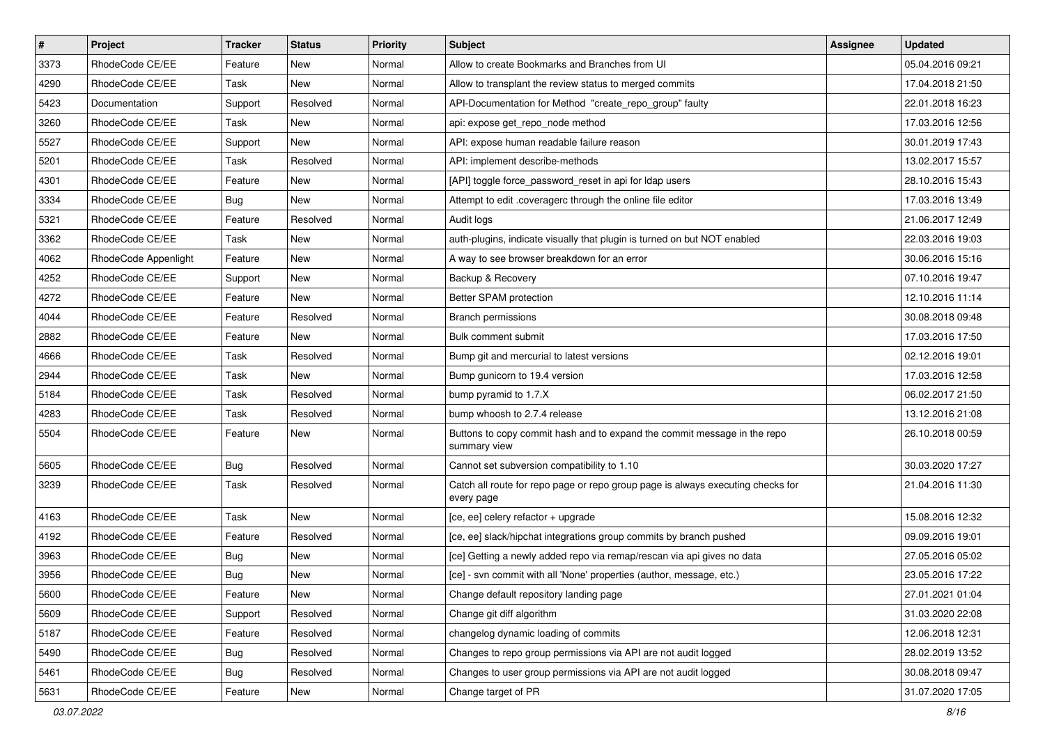| # | Project | Tracker | Status | Priority | Subject | Assignee | Updated |
|---|---|---|---|---|---|---|---|
| 3373 | RhodeCode CE/EE | Feature | New | Normal | Allow to create Bookmarks and Branches from UI | | 05.04.2016 09:21 |
| 4290 | RhodeCode CE/EE | Task | New | Normal | Allow to transplant the review status to merged commits | | 17.04.2018 21:50 |
| 5423 | Documentation | Support | Resolved | Normal | API-Documentation for Method "create_repo_group" faulty | | 22.01.2018 16:23 |
| 3260 | RhodeCode CE/EE | Task | New | Normal | api: expose get_repo_node method | | 17.03.2016 12:56 |
| 5527 | RhodeCode CE/EE | Support | New | Normal | API: expose human readable failure reason | | 30.01.2019 17:43 |
| 5201 | RhodeCode CE/EE | Task | Resolved | Normal | API: implement describe-methods | | 13.02.2017 15:57 |
| 4301 | RhodeCode CE/EE | Feature | New | Normal | [API] toggle force_password_reset in api for ldap users | | 28.10.2016 15:43 |
| 3334 | RhodeCode CE/EE | Bug | New | Normal | Attempt to edit .coveragerc through the online file editor | | 17.03.2016 13:49 |
| 5321 | RhodeCode CE/EE | Feature | Resolved | Normal | Audit logs | | 21.06.2017 12:49 |
| 3362 | RhodeCode CE/EE | Task | New | Normal | auth-plugins, indicate visually that plugin is turned on but NOT enabled | | 22.03.2016 19:03 |
| 4062 | RhodeCode Appenlight | Feature | New | Normal | A way to see browser breakdown for an error | | 30.06.2016 15:16 |
| 4252 | RhodeCode CE/EE | Support | New | Normal | Backup & Recovery | | 07.10.2016 19:47 |
| 4272 | RhodeCode CE/EE | Feature | New | Normal | Better SPAM protection | | 12.10.2016 11:14 |
| 4044 | RhodeCode CE/EE | Feature | Resolved | Normal | Branch permissions | | 30.08.2018 09:48 |
| 2882 | RhodeCode CE/EE | Feature | New | Normal | Bulk comment submit | | 17.03.2016 17:50 |
| 4666 | RhodeCode CE/EE | Task | Resolved | Normal | Bump git and mercurial to latest versions | | 02.12.2016 19:01 |
| 2944 | RhodeCode CE/EE | Task | New | Normal | Bump gunicorn to 19.4 version | | 17.03.2016 12:58 |
| 5184 | RhodeCode CE/EE | Task | Resolved | Normal | bump pyramid to 1.7.X | | 06.02.2017 21:50 |
| 4283 | RhodeCode CE/EE | Task | Resolved | Normal | bump whoosh to 2.7.4 release | | 13.12.2016 21:08 |
| 5504 | RhodeCode CE/EE | Feature | New | Normal | Buttons to copy commit hash and to expand the commit message in the repo summary view | | 26.10.2018 00:59 |
| 5605 | RhodeCode CE/EE | Bug | Resolved | Normal | Cannot set subversion compatibility to 1.10 | | 30.03.2020 17:27 |
| 3239 | RhodeCode CE/EE | Task | Resolved | Normal | Catch all route for repo page or repo group page is always executing checks for every page | | 21.04.2016 11:30 |
| 4163 | RhodeCode CE/EE | Task | New | Normal | [ce, ee] celery refactor + upgrade | | 15.08.2016 12:32 |
| 4192 | RhodeCode CE/EE | Feature | Resolved | Normal | [ce, ee] slack/hipchat integrations group commits by branch pushed | | 09.09.2016 19:01 |
| 3963 | RhodeCode CE/EE | Bug | New | Normal | [ce] Getting a newly added repo via remap/rescan via api gives no data | | 27.05.2016 05:02 |
| 3956 | RhodeCode CE/EE | Bug | New | Normal | [ce] - svn commit with all 'None' properties (author, message, etc.) | | 23.05.2016 17:22 |
| 5600 | RhodeCode CE/EE | Feature | New | Normal | Change default repository landing page | | 27.01.2021 01:04 |
| 5609 | RhodeCode CE/EE | Support | Resolved | Normal | Change git diff algorithm | | 31.03.2020 22:08 |
| 5187 | RhodeCode CE/EE | Feature | Resolved | Normal | changelog dynamic loading of commits | | 12.06.2018 12:31 |
| 5490 | RhodeCode CE/EE | Bug | Resolved | Normal | Changes to repo group permissions via API are not audit logged | | 28.02.2019 13:52 |
| 5461 | RhodeCode CE/EE | Bug | Resolved | Normal | Changes to user group permissions via API are not audit logged | | 30.08.2018 09:47 |
| 5631 | RhodeCode CE/EE | Feature | New | Normal | Change target of PR | | 31.07.2020 17:05 |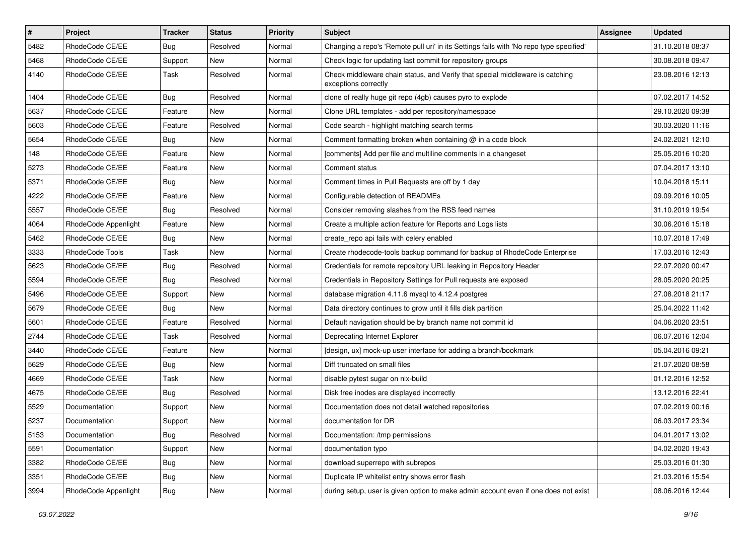| # | Project | Tracker | Status | Priority | Subject | Assignee | Updated |
|---|---|---|---|---|---|---|---|
| 5482 | RhodeCode CE/EE | Bug | Resolved | Normal | Changing a repo's 'Remote pull uri' in its Settings fails with 'No repo type specified' | | 31.10.2018 08:37 |
| 5468 | RhodeCode CE/EE | Support | New | Normal | Check logic for updating last commit for repository groups | | 30.08.2018 09:47 |
| 4140 | RhodeCode CE/EE | Task | Resolved | Normal | Check middleware chain status, and Verify that special middleware is catching exceptions correctly | | 23.08.2016 12:13 |
| 1404 | RhodeCode CE/EE | Bug | Resolved | Normal | clone of really huge git repo (4gb) causes pyro to explode | | 07.02.2017 14:52 |
| 5637 | RhodeCode CE/EE | Feature | New | Normal | Clone URL templates - add per repository/namespace | | 29.10.2020 09:38 |
| 5603 | RhodeCode CE/EE | Feature | Resolved | Normal | Code search - highlight matching search terms | | 30.03.2020 11:16 |
| 5654 | RhodeCode CE/EE | Bug | New | Normal | Comment formatting broken when containing @ in a code block | | 24.02.2021 12:10 |
| 148 | RhodeCode CE/EE | Feature | New | Normal | [comments] Add per file and multiline comments in a changeset | | 25.05.2016 10:20 |
| 5273 | RhodeCode CE/EE | Feature | New | Normal | Comment status | | 07.04.2017 13:10 |
| 5371 | RhodeCode CE/EE | Bug | New | Normal | Comment times in Pull Requests are off by 1 day | | 10.04.2018 15:11 |
| 4222 | RhodeCode CE/EE | Feature | New | Normal | Configurable detection of READMEs | | 09.09.2016 10:05 |
| 5557 | RhodeCode CE/EE | Bug | Resolved | Normal | Consider removing slashes from the RSS feed names | | 31.10.2019 19:54 |
| 4064 | RhodeCode Appenlight | Feature | New | Normal | Create a multiple action feature for Reports and Logs lists | | 30.06.2016 15:18 |
| 5462 | RhodeCode CE/EE | Bug | New | Normal | create_repo api fails with celery enabled | | 10.07.2018 17:49 |
| 3333 | RhodeCode Tools | Task | New | Normal | Create rhodecode-tools backup command for backup of RhodeCode Enterprise | | 17.03.2016 12:43 |
| 5623 | RhodeCode CE/EE | Bug | Resolved | Normal | Credentials for remote repository URL leaking in Repository Header | | 22.07.2020 00:47 |
| 5594 | RhodeCode CE/EE | Bug | Resolved | Normal | Credentials in Repository Settings for Pull requests are exposed | | 28.05.2020 20:25 |
| 5496 | RhodeCode CE/EE | Support | New | Normal | database migration 4.11.6 mysql to 4.12.4 postgres | | 27.08.2018 21:17 |
| 5679 | RhodeCode CE/EE | Bug | New | Normal | Data directory continues to grow until it fills disk partition | | 25.04.2022 11:42 |
| 5601 | RhodeCode CE/EE | Feature | Resolved | Normal | Default navigation should be by branch name not commit id | | 04.06.2020 23:51 |
| 2744 | RhodeCode CE/EE | Task | Resolved | Normal | Deprecating Internet Explorer | | 06.07.2016 12:04 |
| 3440 | RhodeCode CE/EE | Feature | New | Normal | [design, ux] mock-up user interface for adding a branch/bookmark | | 05.04.2016 09:21 |
| 5629 | RhodeCode CE/EE | Bug | New | Normal | Diff truncated on small files | | 21.07.2020 08:58 |
| 4669 | RhodeCode CE/EE | Task | New | Normal | disable pytest sugar on nix-build | | 01.12.2016 12:52 |
| 4675 | RhodeCode CE/EE | Bug | Resolved | Normal | Disk free inodes are displayed incorrectly | | 13.12.2016 22:41 |
| 5529 | Documentation | Support | New | Normal | Documentation does not detail watched repositories | | 07.02.2019 00:16 |
| 5237 | Documentation | Support | New | Normal | documentation for DR | | 06.03.2017 23:34 |
| 5153 | Documentation | Bug | Resolved | Normal | Documentation: /tmp permissions | | 04.01.2017 13:02 |
| 5591 | Documentation | Support | New | Normal | documentation typo | | 04.02.2020 19:43 |
| 3382 | RhodeCode CE/EE | Bug | New | Normal | download superrepo with subrepos | | 25.03.2016 01:30 |
| 3351 | RhodeCode CE/EE | Bug | New | Normal | Duplicate IP whitelist entry shows error flash | | 21.03.2016 15:54 |
| 3994 | RhodeCode Appenlight | Bug | New | Normal | during setup, user is given option to make admin account even if one does not exist | | 08.06.2016 12:44 |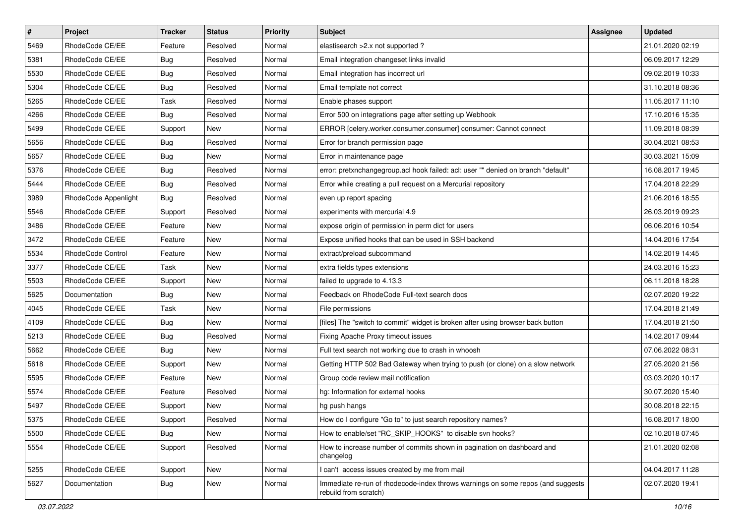| # | Project | Tracker | Status | Priority | Subject | Assignee | Updated |
|---|---|---|---|---|---|---|---|
| 5469 | RhodeCode CE/EE | Feature | Resolved | Normal | elastisearch >2.x not supported ? | | 21.01.2020 02:19 |
| 5381 | RhodeCode CE/EE | Bug | Resolved | Normal | Email integration changeset links invalid | | 06.09.2017 12:29 |
| 5530 | RhodeCode CE/EE | Bug | Resolved | Normal | Email integration has incorrect url | | 09.02.2019 10:33 |
| 5304 | RhodeCode CE/EE | Bug | Resolved | Normal | Email template not correct | | 31.10.2018 08:36 |
| 5265 | RhodeCode CE/EE | Task | Resolved | Normal | Enable phases support | | 11.05.2017 11:10 |
| 4266 | RhodeCode CE/EE | Bug | Resolved | Normal | Error 500 on integrations page after setting up Webhook | | 17.10.2016 15:35 |
| 5499 | RhodeCode CE/EE | Support | New | Normal | ERROR [celery.worker.consumer.consumer] consumer: Cannot connect | | 11.09.2018 08:39 |
| 5656 | RhodeCode CE/EE | Bug | Resolved | Normal | Error for branch permission page | | 30.04.2021 08:53 |
| 5657 | RhodeCode CE/EE | Bug | New | Normal | Error in maintenance page | | 30.03.2021 15:09 |
| 5376 | RhodeCode CE/EE | Bug | Resolved | Normal | error: pretxnchangegroup.acl hook failed: acl: user "" denied on branch "default" | | 16.08.2017 19:45 |
| 5444 | RhodeCode CE/EE | Bug | Resolved | Normal | Error while creating a pull request on a Mercurial repository | | 17.04.2018 22:29 |
| 3989 | RhodeCode Appenlight | Bug | Resolved | Normal | even up report spacing | | 21.06.2016 18:55 |
| 5546 | RhodeCode CE/EE | Support | Resolved | Normal | experiments with mercurial 4.9 | | 26.03.2019 09:23 |
| 3486 | RhodeCode CE/EE | Feature | New | Normal | expose origin of permission in perm dict for users | | 06.06.2016 10:54 |
| 3472 | RhodeCode CE/EE | Feature | New | Normal | Expose unified hooks that can be used in SSH backend | | 14.04.2016 17:54 |
| 5534 | RhodeCode Control | Feature | New | Normal | extract/preload subcommand | | 14.02.2019 14:45 |
| 3377 | RhodeCode CE/EE | Task | New | Normal | extra fields types extensions | | 24.03.2016 15:23 |
| 5503 | RhodeCode CE/EE | Support | New | Normal | failed to upgrade to 4.13.3 | | 06.11.2018 18:28 |
| 5625 | Documentation | Bug | New | Normal | Feedback on RhodeCode Full-text search docs | | 02.07.2020 19:22 |
| 4045 | RhodeCode CE/EE | Task | New | Normal | File permissions | | 17.04.2018 21:49 |
| 4109 | RhodeCode CE/EE | Bug | New | Normal | [files] The "switch to commit" widget is broken after using browser back button | | 17.04.2018 21:50 |
| 5213 | RhodeCode CE/EE | Bug | Resolved | Normal | Fixing Apache Proxy timeout issues | | 14.02.2017 09:44 |
| 5662 | RhodeCode CE/EE | Bug | New | Normal | Full text search not working due to crash in whoosh | | 07.06.2022 08:31 |
| 5618 | RhodeCode CE/EE | Support | New | Normal | Getting HTTP 502 Bad Gateway when trying to push (or clone) on a slow network | | 27.05.2020 21:56 |
| 5595 | RhodeCode CE/EE | Feature | New | Normal | Group code review mail notification | | 03.03.2020 10:17 |
| 5574 | RhodeCode CE/EE | Feature | Resolved | Normal | hg: Information for external hooks | | 30.07.2020 15:40 |
| 5497 | RhodeCode CE/EE | Support | New | Normal | hg push hangs | | 30.08.2018 22:15 |
| 5375 | RhodeCode CE/EE | Support | Resolved | Normal | How do I configure "Go to" to just search repository names? | | 16.08.2017 18:00 |
| 5500 | RhodeCode CE/EE | Bug | New | Normal | How to enable/set "RC_SKIP_HOOKS" to disable svn hooks? | | 02.10.2018 07:45 |
| 5554 | RhodeCode CE/EE | Support | Resolved | Normal | How to increase number of commits shown in pagination on dashboard and changelog | | 21.01.2020 02:08 |
| 5255 | RhodeCode CE/EE | Support | New | Normal | I can't access issues created by me from mail | | 04.04.2017 11:28 |
| 5627 | Documentation | Bug | New | Normal | Immediate re-run of rhodecode-index throws warnings on some repos (and suggests rebuild from scratch) | | 02.07.2020 19:41 |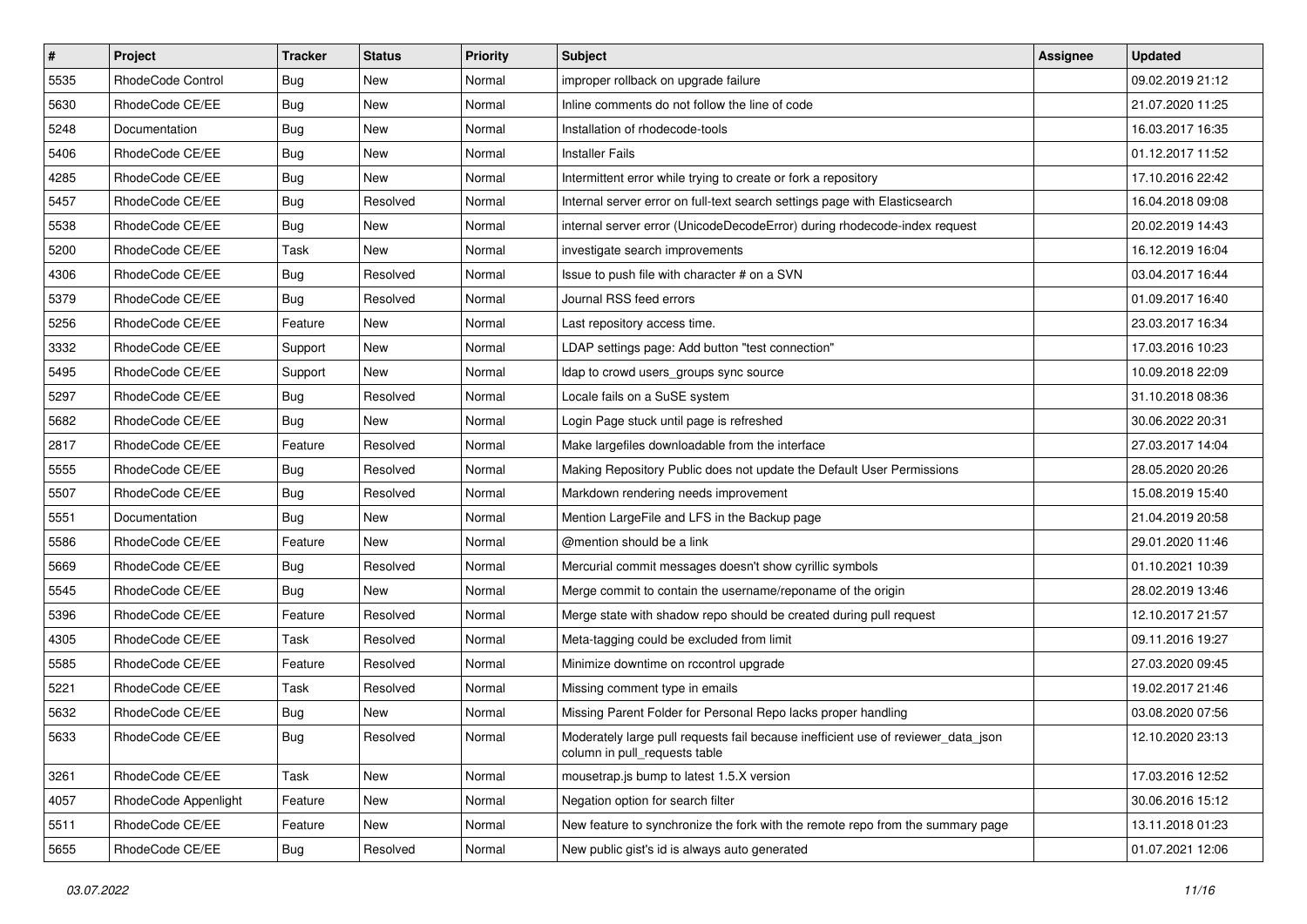| # | Project | Tracker | Status | Priority | Subject | Assignee | Updated |
|---|---|---|---|---|---|---|---|
| 5535 | RhodeCode Control | Bug | New | Normal | improper rollback on upgrade failure | | 09.02.2019 21:12 |
| 5630 | RhodeCode CE/EE | Bug | New | Normal | Inline comments do not follow the line of code | | 21.07.2020 11:25 |
| 5248 | Documentation | Bug | New | Normal | Installation of rhodecode-tools | | 16.03.2017 16:35 |
| 5406 | RhodeCode CE/EE | Bug | New | Normal | Installer Fails | | 01.12.2017 11:52 |
| 4285 | RhodeCode CE/EE | Bug | New | Normal | Intermittent error while trying to create or fork a repository | | 17.10.2016 22:42 |
| 5457 | RhodeCode CE/EE | Bug | Resolved | Normal | Internal server error on full-text search settings page with Elasticsearch | | 16.04.2018 09:08 |
| 5538 | RhodeCode CE/EE | Bug | New | Normal | internal server error (UnicodeDecodeError) during rhodecode-index request | | 20.02.2019 14:43 |
| 5200 | RhodeCode CE/EE | Task | New | Normal | investigate search improvements | | 16.12.2019 16:04 |
| 4306 | RhodeCode CE/EE | Bug | Resolved | Normal | Issue to push file with character # on a SVN | | 03.04.2017 16:44 |
| 5379 | RhodeCode CE/EE | Bug | Resolved | Normal | Journal RSS feed errors | | 01.09.2017 16:40 |
| 5256 | RhodeCode CE/EE | Feature | New | Normal | Last repository access time. | | 23.03.2017 16:34 |
| 3332 | RhodeCode CE/EE | Support | New | Normal | LDAP settings page: Add button "test connection" | | 17.03.2016 10:23 |
| 5495 | RhodeCode CE/EE | Support | New | Normal | ldap to crowd users_groups sync source | | 10.09.2018 22:09 |
| 5297 | RhodeCode CE/EE | Bug | Resolved | Normal | Locale fails on a SuSE system | | 31.10.2018 08:36 |
| 5682 | RhodeCode CE/EE | Bug | New | Normal | Login Page stuck until page is refreshed | | 30.06.2022 20:31 |
| 2817 | RhodeCode CE/EE | Feature | Resolved | Normal | Make largefiles downloadable from the interface | | 27.03.2017 14:04 |
| 5555 | RhodeCode CE/EE | Bug | Resolved | Normal | Making Repository Public does not update the Default User Permissions | | 28.05.2020 20:26 |
| 5507 | RhodeCode CE/EE | Bug | Resolved | Normal | Markdown rendering needs improvement | | 15.08.2019 15:40 |
| 5551 | Documentation | Bug | New | Normal | Mention LargeFile and LFS in the Backup page | | 21.04.2019 20:58 |
| 5586 | RhodeCode CE/EE | Feature | New | Normal | @mention should be a link | | 29.01.2020 11:46 |
| 5669 | RhodeCode CE/EE | Bug | Resolved | Normal | Mercurial commit messages doesn't show cyrillic symbols | | 01.10.2021 10:39 |
| 5545 | RhodeCode CE/EE | Bug | New | Normal | Merge commit to contain the username/reponame of the origin | | 28.02.2019 13:46 |
| 5396 | RhodeCode CE/EE | Feature | Resolved | Normal | Merge state with shadow repo should be created during pull request | | 12.10.2017 21:57 |
| 4305 | RhodeCode CE/EE | Task | Resolved | Normal | Meta-tagging could be excluded from limit | | 09.11.2016 19:27 |
| 5585 | RhodeCode CE/EE | Feature | Resolved | Normal | Minimize downtime on rccontrol upgrade | | 27.03.2020 09:45 |
| 5221 | RhodeCode CE/EE | Task | Resolved | Normal | Missing comment type in emails | | 19.02.2017 21:46 |
| 5632 | RhodeCode CE/EE | Bug | New | Normal | Missing Parent Folder for Personal Repo lacks proper handling | | 03.08.2020 07:56 |
| 5633 | RhodeCode CE/EE | Bug | Resolved | Normal | Moderately large pull requests fail because inefficient use of reviewer_data_json column in pull_requests table | | 12.10.2020 23:13 |
| 3261 | RhodeCode CE/EE | Task | New | Normal | mousetrap.js bump to latest 1.5.X version | | 17.03.2016 12:52 |
| 4057 | RhodeCode Appenlight | Feature | New | Normal | Negation option for search filter | | 30.06.2016 15:12 |
| 5511 | RhodeCode CE/EE | Feature | New | Normal | New feature to synchronize the fork with the remote repo from the summary page | | 13.11.2018 01:23 |
| 5655 | RhodeCode CE/EE | Bug | Resolved | Normal | New public gist's id is always auto generated | | 01.07.2021 12:06 |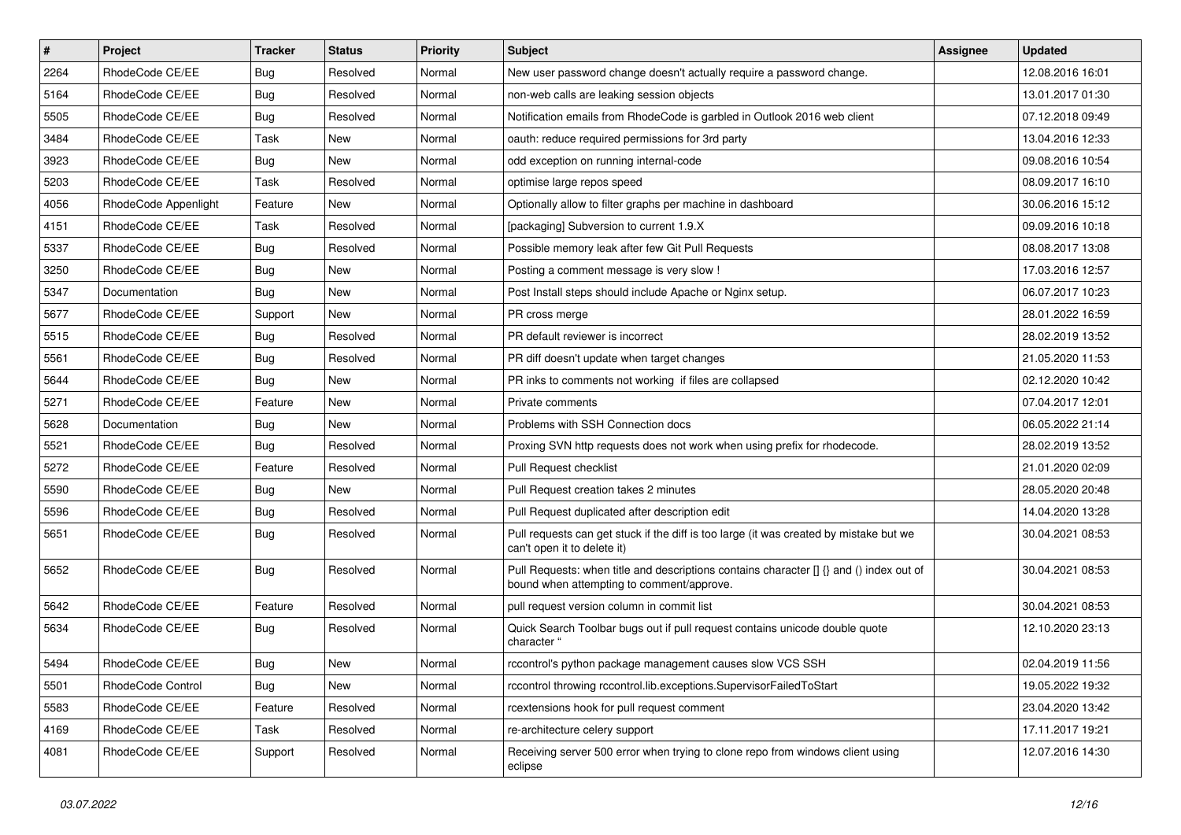| # | Project | Tracker | Status | Priority | Subject | Assignee | Updated |
|---|---|---|---|---|---|---|---|
| 2264 | RhodeCode CE/EE | Bug | Resolved | Normal | New user password change doesn't actually require a password change. | | 12.08.2016 16:01 |
| 5164 | RhodeCode CE/EE | Bug | Resolved | Normal | non-web calls are leaking session objects | | 13.01.2017 01:30 |
| 5505 | RhodeCode CE/EE | Bug | Resolved | Normal | Notification emails from RhodeCode is garbled in Outlook 2016 web client | | 07.12.2018 09:49 |
| 3484 | RhodeCode CE/EE | Task | New | Normal | oauth: reduce required permissions for 3rd party | | 13.04.2016 12:33 |
| 3923 | RhodeCode CE/EE | Bug | New | Normal | odd exception on running internal-code | | 09.08.2016 10:54 |
| 5203 | RhodeCode CE/EE | Task | Resolved | Normal | optimise large repos speed | | 08.09.2017 16:10 |
| 4056 | RhodeCode Appenlight | Feature | New | Normal | Optionally allow to filter graphs per machine in dashboard | | 30.06.2016 15:12 |
| 4151 | RhodeCode CE/EE | Task | Resolved | Normal | [packaging] Subversion to current 1.9.X | | 09.09.2016 10:18 |
| 5337 | RhodeCode CE/EE | Bug | Resolved | Normal | Possible memory leak after few Git Pull Requests | | 08.08.2017 13:08 |
| 3250 | RhodeCode CE/EE | Bug | New | Normal | Posting a comment message is very slow ! | | 17.03.2016 12:57 |
| 5347 | Documentation | Bug | New | Normal | Post Install steps should include Apache or Nginx setup. | | 06.07.2017 10:23 |
| 5677 | RhodeCode CE/EE | Support | New | Normal | PR cross merge | | 28.01.2022 16:59 |
| 5515 | RhodeCode CE/EE | Bug | Resolved | Normal | PR default reviewer is incorrect | | 28.02.2019 13:52 |
| 5561 | RhodeCode CE/EE | Bug | Resolved | Normal | PR diff doesn't update when target changes | | 21.05.2020 11:53 |
| 5644 | RhodeCode CE/EE | Bug | New | Normal | PR inks to comments not working if files are collapsed | | 02.12.2020 10:42 |
| 5271 | RhodeCode CE/EE | Feature | New | Normal | Private comments | | 07.04.2017 12:01 |
| 5628 | Documentation | Bug | New | Normal | Problems with SSH Connection docs | | 06.05.2022 21:14 |
| 5521 | RhodeCode CE/EE | Bug | Resolved | Normal | Proxing SVN http requests does not work when using prefix for rhodecode. | | 28.02.2019 13:52 |
| 5272 | RhodeCode CE/EE | Feature | Resolved | Normal | Pull Request checklist | | 21.01.2020 02:09 |
| 5590 | RhodeCode CE/EE | Bug | New | Normal | Pull Request creation takes 2 minutes | | 28.05.2020 20:48 |
| 5596 | RhodeCode CE/EE | Bug | Resolved | Normal | Pull Request duplicated after description edit | | 14.04.2020 13:28 |
| 5651 | RhodeCode CE/EE | Bug | Resolved | Normal | Pull requests can get stuck if the diff is too large (it was created by mistake but we can't open it to delete it) | | 30.04.2021 08:53 |
| 5652 | RhodeCode CE/EE | Bug | Resolved | Normal | Pull Requests: when title and descriptions contains character [] {} and () index out of bound when attempting to comment/approve. | | 30.04.2021 08:53 |
| 5642 | RhodeCode CE/EE | Feature | Resolved | Normal | pull request version column in commit list | | 30.04.2021 08:53 |
| 5634 | RhodeCode CE/EE | Bug | Resolved | Normal | Quick Search Toolbar bugs out if pull request contains unicode double quote character " | | 12.10.2020 23:13 |
| 5494 | RhodeCode CE/EE | Bug | New | Normal | rccontrol's python package management causes slow VCS SSH | | 02.04.2019 11:56 |
| 5501 | RhodeCode Control | Bug | New | Normal | rccontrol throwing rccontrol.lib.exceptions.SupervisorFailedToStart | | 19.05.2022 19:32 |
| 5583 | RhodeCode CE/EE | Feature | Resolved | Normal | rcextensions hook for pull request comment | | 23.04.2020 13:42 |
| 4169 | RhodeCode CE/EE | Task | Resolved | Normal | re-architecture celery support | | 17.11.2017 19:21 |
| 4081 | RhodeCode CE/EE | Support | Resolved | Normal | Receiving server 500 error when trying to clone repo from windows client using eclipse | | 12.07.2016 14:30 |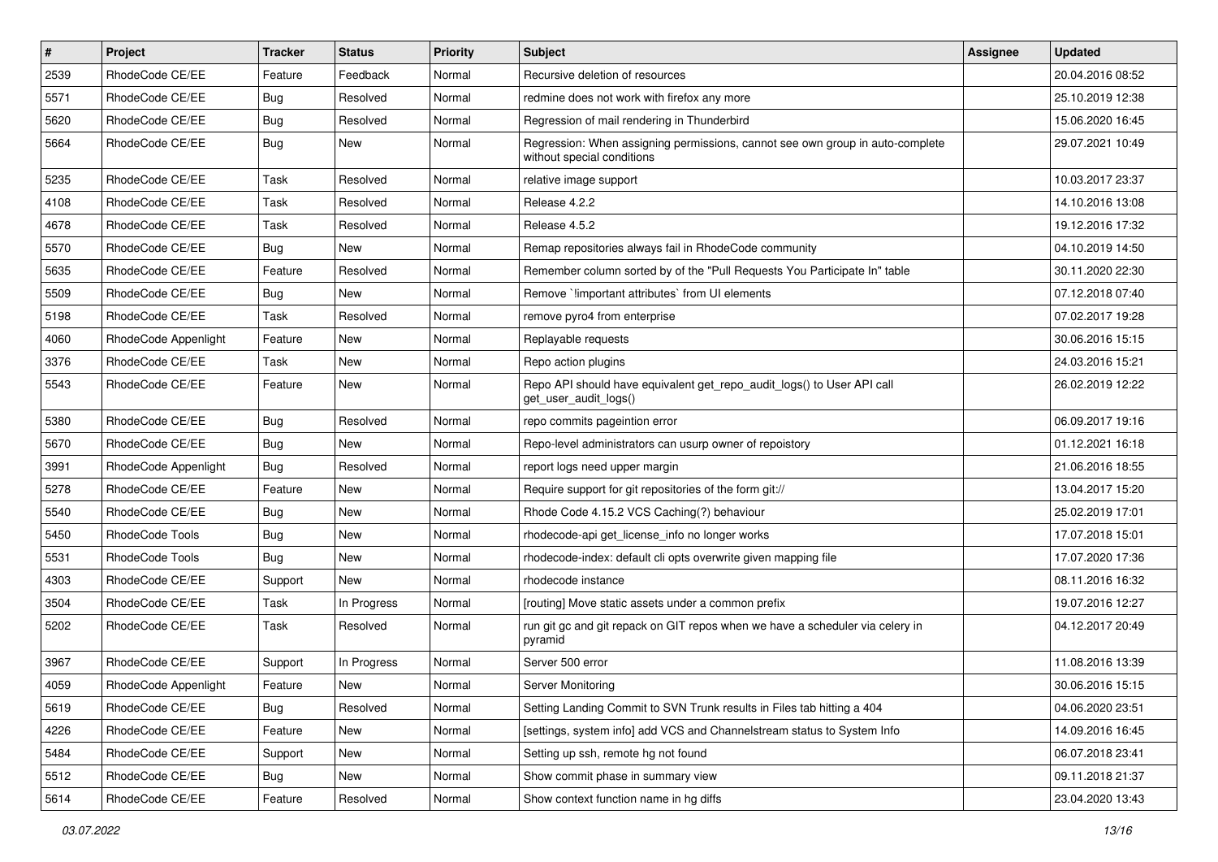| # | Project | Tracker | Status | Priority | Subject | Assignee | Updated |
|---|---|---|---|---|---|---|---|
| 2539 | RhodeCode CE/EE | Feature | Feedback | Normal | Recursive deletion of resources | | 20.04.2016 08:52 |
| 5571 | RhodeCode CE/EE | Bug | Resolved | Normal | redmine does not work with firefox any more | | 25.10.2019 12:38 |
| 5620 | RhodeCode CE/EE | Bug | Resolved | Normal | Regression of mail rendering in Thunderbird | | 15.06.2020 16:45 |
| 5664 | RhodeCode CE/EE | Bug | New | Normal | Regression: When assigning permissions, cannot see own group in auto-complete without special conditions | | 29.07.2021 10:49 |
| 5235 | RhodeCode CE/EE | Task | Resolved | Normal | relative image support | | 10.03.2017 23:37 |
| 4108 | RhodeCode CE/EE | Task | Resolved | Normal | Release 4.2.2 | | 14.10.2016 13:08 |
| 4678 | RhodeCode CE/EE | Task | Resolved | Normal | Release 4.5.2 | | 19.12.2016 17:32 |
| 5570 | RhodeCode CE/EE | Bug | New | Normal | Remap repositories always fail in RhodeCode community | | 04.10.2019 14:50 |
| 5635 | RhodeCode CE/EE | Feature | Resolved | Normal | Remember column sorted by of the "Pull Requests You Participate In" table | | 30.11.2020 22:30 |
| 5509 | RhodeCode CE/EE | Bug | New | Normal | Remove `!important attributes` from UI elements | | 07.12.2018 07:40 |
| 5198 | RhodeCode CE/EE | Task | Resolved | Normal | remove pyro4 from enterprise | | 07.02.2017 19:28 |
| 4060 | RhodeCode Appenlight | Feature | New | Normal | Replayable requests | | 30.06.2016 15:15 |
| 3376 | RhodeCode CE/EE | Task | New | Normal | Repo action plugins | | 24.03.2016 15:21 |
| 5543 | RhodeCode CE/EE | Feature | New | Normal | Repo API should have equivalent get_repo_audit_logs() to User API call get_user_audit_logs() | | 26.02.2019 12:22 |
| 5380 | RhodeCode CE/EE | Bug | Resolved | Normal | repo commits pageintion error | | 06.09.2017 19:16 |
| 5670 | RhodeCode CE/EE | Bug | New | Normal | Repo-level administrators can usurp owner of repoistory | | 01.12.2021 16:18 |
| 3991 | RhodeCode Appenlight | Bug | Resolved | Normal | report logs need upper margin | | 21.06.2016 18:55 |
| 5278 | RhodeCode CE/EE | Feature | New | Normal | Require support for git repositories of the form git:// | | 13.04.2017 15:20 |
| 5540 | RhodeCode CE/EE | Bug | New | Normal | Rhode Code 4.15.2 VCS Caching(?) behaviour | | 25.02.2019 17:01 |
| 5450 | RhodeCode Tools | Bug | New | Normal | rhodecode-api get_license_info no longer works | | 17.07.2018 15:01 |
| 5531 | RhodeCode Tools | Bug | New | Normal | rhodecode-index: default cli opts overwrite given mapping file | | 17.07.2020 17:36 |
| 4303 | RhodeCode CE/EE | Support | New | Normal | rhodecode instance | | 08.11.2016 16:32 |
| 3504 | RhodeCode CE/EE | Task | In Progress | Normal | [routing] Move static assets under a common prefix | | 19.07.2016 12:27 |
| 5202 | RhodeCode CE/EE | Task | Resolved | Normal | run git gc and git repack on GIT repos when we have a scheduler via celery in pyramid | | 04.12.2017 20:49 |
| 3967 | RhodeCode CE/EE | Support | In Progress | Normal | Server 500 error | | 11.08.2016 13:39 |
| 4059 | RhodeCode Appenlight | Feature | New | Normal | Server Monitoring | | 30.06.2016 15:15 |
| 5619 | RhodeCode CE/EE | Bug | Resolved | Normal | Setting Landing Commit to SVN Trunk results in Files tab hitting a 404 | | 04.06.2020 23:51 |
| 4226 | RhodeCode CE/EE | Feature | New | Normal | [settings, system info] add VCS and Channelstream status to System Info | | 14.09.2016 16:45 |
| 5484 | RhodeCode CE/EE | Support | New | Normal | Setting up ssh, remote hg not found | | 06.07.2018 23:41 |
| 5512 | RhodeCode CE/EE | Bug | New | Normal | Show commit phase in summary view | | 09.11.2018 21:37 |
| 5614 | RhodeCode CE/EE | Feature | Resolved | Normal | Show context function name in hg diffs | | 23.04.2020 13:43 |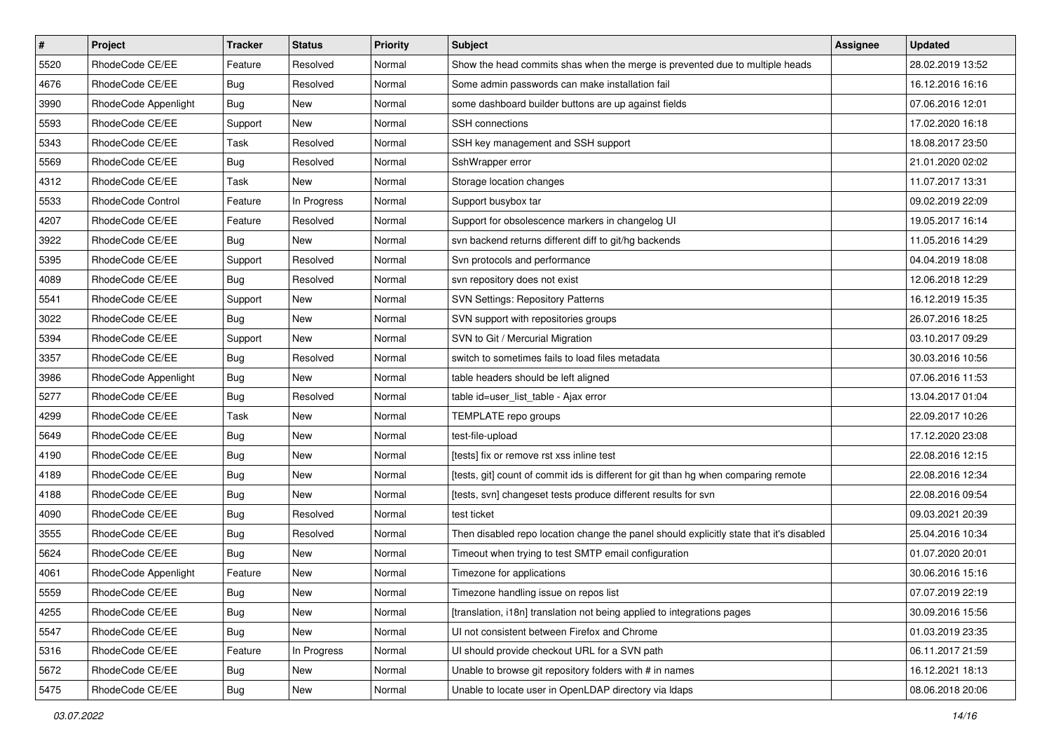| # | Project | Tracker | Status | Priority | Subject | Assignee | Updated |
|---|---|---|---|---|---|---|---|
| 5520 | RhodeCode CE/EE | Feature | Resolved | Normal | Show the head commits shas when the merge is prevented due to multiple heads | | 28.02.2019 13:52 |
| 4676 | RhodeCode CE/EE | Bug | Resolved | Normal | Some admin passwords can make installation fail | | 16.12.2016 16:16 |
| 3990 | RhodeCode Appenlight | Bug | New | Normal | some dashboard builder buttons are up against fields | | 07.06.2016 12:01 |
| 5593 | RhodeCode CE/EE | Support | New | Normal | SSH connections | | 17.02.2020 16:18 |
| 5343 | RhodeCode CE/EE | Task | Resolved | Normal | SSH key management and SSH support | | 18.08.2017 23:50 |
| 5569 | RhodeCode CE/EE | Bug | Resolved | Normal | SshWrapper error | | 21.01.2020 02:02 |
| 4312 | RhodeCode CE/EE | Task | New | Normal | Storage location changes | | 11.07.2017 13:31 |
| 5533 | RhodeCode Control | Feature | In Progress | Normal | Support busybox tar | | 09.02.2019 22:09 |
| 4207 | RhodeCode CE/EE | Feature | Resolved | Normal | Support for obsolescence markers in changelog UI | | 19.05.2017 16:14 |
| 3922 | RhodeCode CE/EE | Bug | New | Normal | svn backend returns different diff to git/hg backends | | 11.05.2016 14:29 |
| 5395 | RhodeCode CE/EE | Support | Resolved | Normal | Svn protocols and performance | | 04.04.2019 18:08 |
| 4089 | RhodeCode CE/EE | Bug | Resolved | Normal | svn repository does not exist | | 12.06.2018 12:29 |
| 5541 | RhodeCode CE/EE | Support | New | Normal | SVN Settings: Repository Patterns | | 16.12.2019 15:35 |
| 3022 | RhodeCode CE/EE | Bug | New | Normal | SVN support with repositories groups | | 26.07.2016 18:25 |
| 5394 | RhodeCode CE/EE | Support | New | Normal | SVN to Git / Mercurial Migration | | 03.10.2017 09:29 |
| 3357 | RhodeCode CE/EE | Bug | Resolved | Normal | switch to sometimes fails to load files metadata | | 30.03.2016 10:56 |
| 3986 | RhodeCode Appenlight | Bug | New | Normal | table headers should be left aligned | | 07.06.2016 11:53 |
| 5277 | RhodeCode CE/EE | Bug | Resolved | Normal | table id=user_list_table - Ajax error | | 13.04.2017 01:04 |
| 4299 | RhodeCode CE/EE | Task | New | Normal | TEMPLATE repo groups | | 22.09.2017 10:26 |
| 5649 | RhodeCode CE/EE | Bug | New | Normal | test-file-upload | | 17.12.2020 23:08 |
| 4190 | RhodeCode CE/EE | Bug | New | Normal | [tests] fix or remove rst xss inline test | | 22.08.2016 12:15 |
| 4189 | RhodeCode CE/EE | Bug | New | Normal | [tests, git] count of commit ids is different for git than hg when comparing remote | | 22.08.2016 12:34 |
| 4188 | RhodeCode CE/EE | Bug | New | Normal | [tests, svn] changeset tests produce different results for svn | | 22.08.2016 09:54 |
| 4090 | RhodeCode CE/EE | Bug | Resolved | Normal | test ticket | | 09.03.2021 20:39 |
| 3555 | RhodeCode CE/EE | Bug | Resolved | Normal | Then disabled repo location change the panel should explicitly state that it's disabled | | 25.04.2016 10:34 |
| 5624 | RhodeCode CE/EE | Bug | New | Normal | Timeout when trying to test SMTP email configuration | | 01.07.2020 20:01 |
| 4061 | RhodeCode Appenlight | Feature | New | Normal | Timezone for applications | | 30.06.2016 15:16 |
| 5559 | RhodeCode CE/EE | Bug | New | Normal | Timezone handling issue on repos list | | 07.07.2019 22:19 |
| 4255 | RhodeCode CE/EE | Bug | New | Normal | [translation, i18n] translation not being applied to integrations pages | | 30.09.2016 15:56 |
| 5547 | RhodeCode CE/EE | Bug | New | Normal | UI not consistent between Firefox and Chrome | | 01.03.2019 23:35 |
| 5316 | RhodeCode CE/EE | Feature | In Progress | Normal | UI should provide checkout URL for a SVN path | | 06.11.2017 21:59 |
| 5672 | RhodeCode CE/EE | Bug | New | Normal | Unable to browse git repository folders with # in names | | 16.12.2021 18:13 |
| 5475 | RhodeCode CE/EE | Bug | New | Normal | Unable to locate user in OpenLDAP directory via ldaps | | 08.06.2018 20:06 |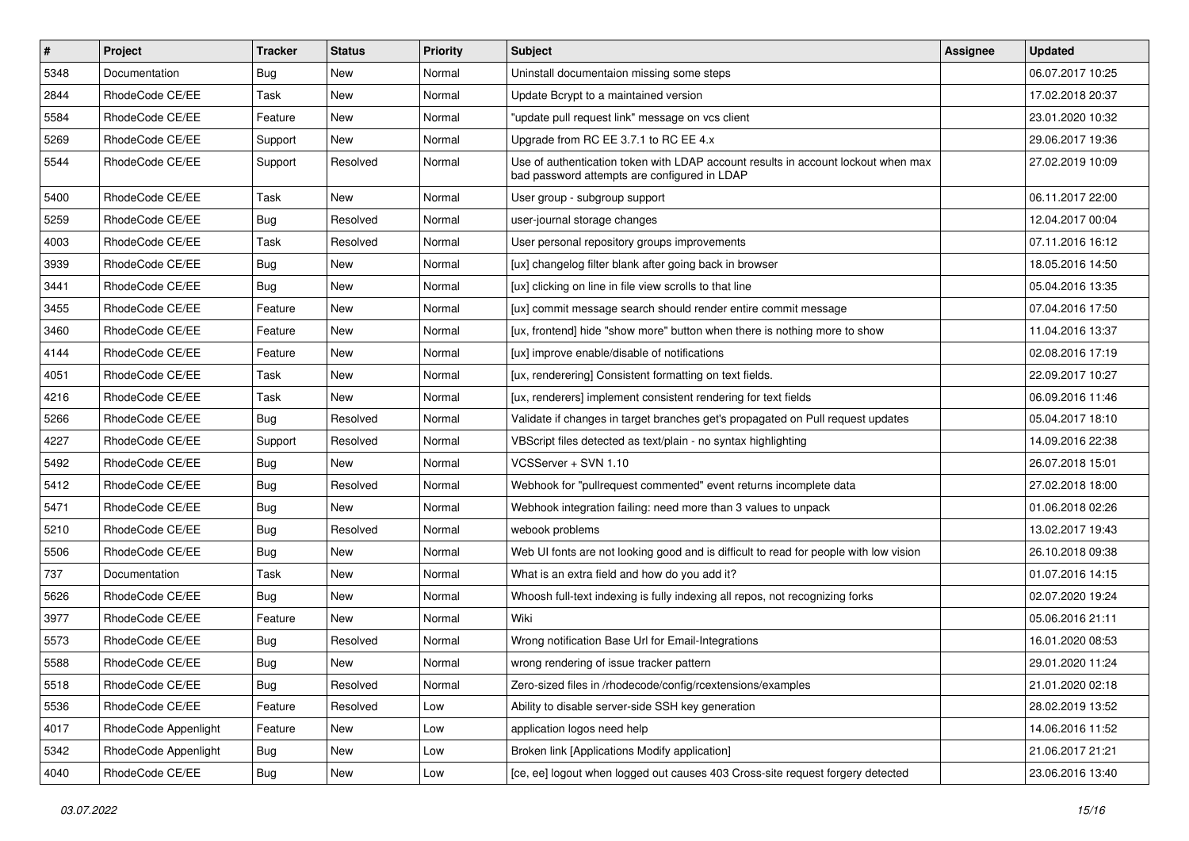| # | Project | Tracker | Status | Priority | Subject | Assignee | Updated |
|---|---|---|---|---|---|---|---|
| 5348 | Documentation | Bug | New | Normal | Uninstall documentaion missing some steps | | 06.07.2017 10:25 |
| 2844 | RhodeCode CE/EE | Task | New | Normal | Update Bcrypt to a maintained version | | 17.02.2018 20:37 |
| 5584 | RhodeCode CE/EE | Feature | New | Normal | "update pull request link" message on vcs client | | 23.01.2020 10:32 |
| 5269 | RhodeCode CE/EE | Support | New | Normal | Upgrade from RC EE 3.7.1 to RC EE 4.x | | 29.06.2017 19:36 |
| 5544 | RhodeCode CE/EE | Support | Resolved | Normal | Use of authentication token with LDAP account results in account lockout when max bad password attempts are configured in LDAP | | 27.02.2019 10:09 |
| 5400 | RhodeCode CE/EE | Task | New | Normal | User group - subgroup support | | 06.11.2017 22:00 |
| 5259 | RhodeCode CE/EE | Bug | Resolved | Normal | user-journal storage changes | | 12.04.2017 00:04 |
| 4003 | RhodeCode CE/EE | Task | Resolved | Normal | User personal repository groups improvements | | 07.11.2016 16:12 |
| 3939 | RhodeCode CE/EE | Bug | New | Normal | [ux] changelog filter blank after going back in browser | | 18.05.2016 14:50 |
| 3441 | RhodeCode CE/EE | Bug | New | Normal | [ux] clicking on line in file view scrolls to that line | | 05.04.2016 13:35 |
| 3455 | RhodeCode CE/EE | Feature | New | Normal | [ux] commit message search should render entire commit message | | 07.04.2016 17:50 |
| 3460 | RhodeCode CE/EE | Feature | New | Normal | [ux, frontend] hide "show more" button when there is nothing more to show | | 11.04.2016 13:37 |
| 4144 | RhodeCode CE/EE | Feature | New | Normal | [ux] improve enable/disable of notifications | | 02.08.2016 17:19 |
| 4051 | RhodeCode CE/EE | Task | New | Normal | [ux, renderering] Consistent formatting on text fields. | | 22.09.2017 10:27 |
| 4216 | RhodeCode CE/EE | Task | New | Normal | [ux, renderers] implement consistent rendering for text fields | | 06.09.2016 11:46 |
| 5266 | RhodeCode CE/EE | Bug | Resolved | Normal | Validate if changes in target branches get's propagated on Pull request updates | | 05.04.2017 18:10 |
| 4227 | RhodeCode CE/EE | Support | Resolved | Normal | VBScript files detected as text/plain - no syntax highlighting | | 14.09.2016 22:38 |
| 5492 | RhodeCode CE/EE | Bug | New | Normal | VCSServer + SVN 1.10 | | 26.07.2018 15:01 |
| 5412 | RhodeCode CE/EE | Bug | Resolved | Normal | Webhook for "pullrequest commented" event returns incomplete data | | 27.02.2018 18:00 |
| 5471 | RhodeCode CE/EE | Bug | New | Normal | Webhook integration failing: need more than 3 values to unpack | | 01.06.2018 02:26 |
| 5210 | RhodeCode CE/EE | Bug | Resolved | Normal | webook problems | | 13.02.2017 19:43 |
| 5506 | RhodeCode CE/EE | Bug | New | Normal | Web UI fonts are not looking good and is difficult to read for people with low vision | | 26.10.2018 09:38 |
| 737 | Documentation | Task | New | Normal | What is an extra field and how do you add it? | | 01.07.2016 14:15 |
| 5626 | RhodeCode CE/EE | Bug | New | Normal | Whoosh full-text indexing is fully indexing all repos, not recognizing forks | | 02.07.2020 19:24 |
| 3977 | RhodeCode CE/EE | Feature | New | Normal | Wiki | | 05.06.2016 21:11 |
| 5573 | RhodeCode CE/EE | Bug | Resolved | Normal | Wrong notification Base Url for Email-Integrations | | 16.01.2020 08:53 |
| 5588 | RhodeCode CE/EE | Bug | New | Normal | wrong rendering of issue tracker pattern | | 29.01.2020 11:24 |
| 5518 | RhodeCode CE/EE | Bug | Resolved | Normal | Zero-sized files in /rhodecode/config/rcextensions/examples | | 21.01.2020 02:18 |
| 5536 | RhodeCode CE/EE | Feature | Resolved | Low | Ability to disable server-side SSH key generation | | 28.02.2019 13:52 |
| 4017 | RhodeCode Appenlight | Feature | New | Low | application logos need help | | 14.06.2016 11:52 |
| 5342 | RhodeCode Appenlight | Bug | New | Low | Broken link [Applications Modify application] | | 21.06.2017 21:21 |
| 4040 | RhodeCode CE/EE | Bug | New | Low | [ce, ee] logout when logged out causes 403 Cross-site request forgery detected | | 23.06.2016 13:40 |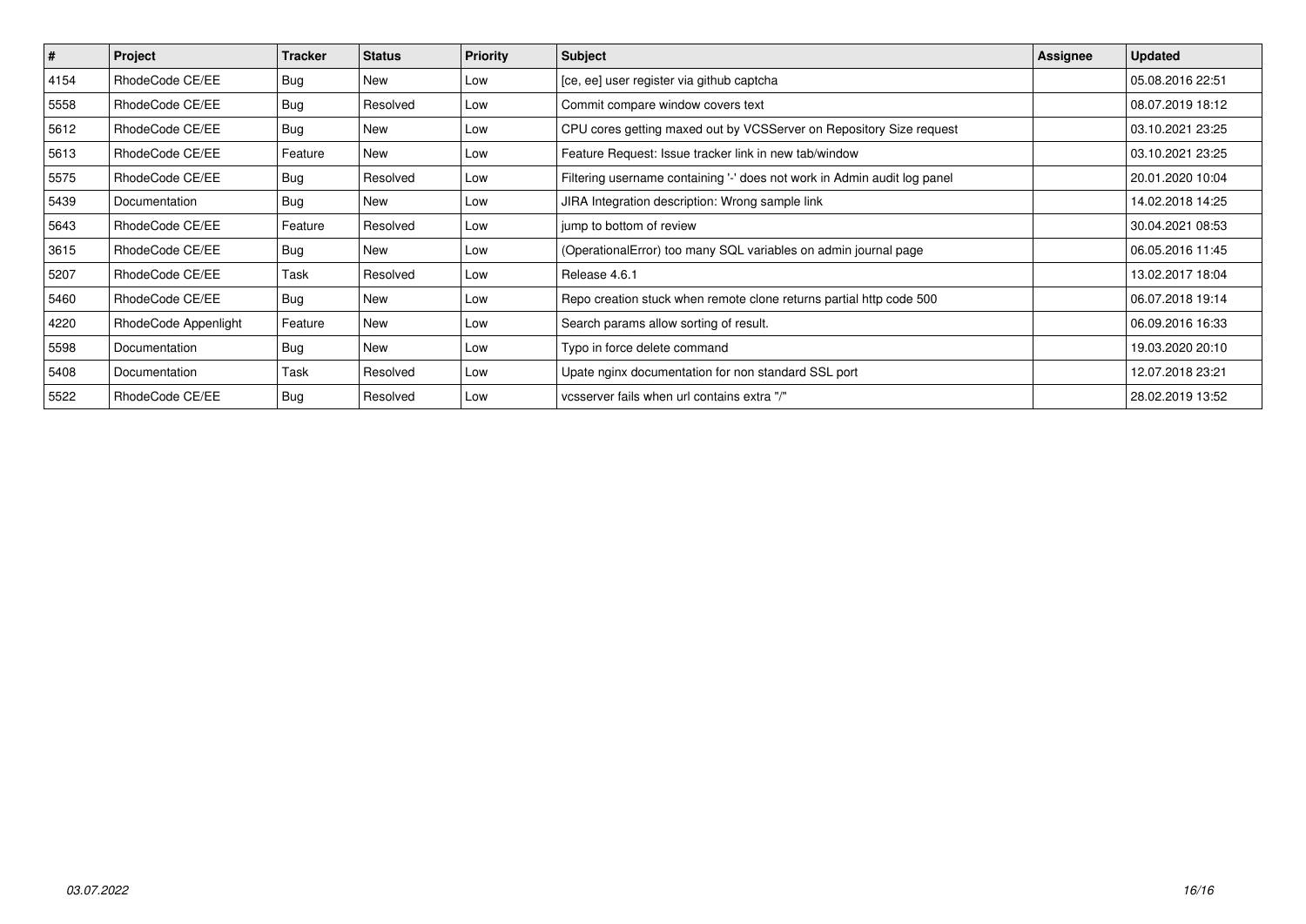| # | Project | Tracker | Status | Priority | Subject | Assignee | Updated |
|---|---|---|---|---|---|---|---|
| 4154 | RhodeCode CE/EE | Bug | New | Low | [ce, ee] user register via github captcha | | 05.08.2016 22:51 |
| 5558 | RhodeCode CE/EE | Bug | Resolved | Low | Commit compare window covers text | | 08.07.2019 18:12 |
| 5612 | RhodeCode CE/EE | Bug | New | Low | CPU cores getting maxed out by VCSServer on Repository Size request | | 03.10.2021 23:25 |
| 5613 | RhodeCode CE/EE | Feature | New | Low | Feature Request: Issue tracker link in new tab/window | | 03.10.2021 23:25 |
| 5575 | RhodeCode CE/EE | Bug | Resolved | Low | Filtering username containing '-' does not work in Admin audit log panel | | 20.01.2020 10:04 |
| 5439 | Documentation | Bug | New | Low | JIRA Integration description: Wrong sample link | | 14.02.2018 14:25 |
| 5643 | RhodeCode CE/EE | Feature | Resolved | Low | jump to bottom of review | | 30.04.2021 08:53 |
| 3615 | RhodeCode CE/EE | Bug | New | Low | (OperationalError) too many SQL variables on admin journal page | | 06.05.2016 11:45 |
| 5207 | RhodeCode CE/EE | Task | Resolved | Low | Release 4.6.1 | | 13.02.2017 18:04 |
| 5460 | RhodeCode CE/EE | Bug | New | Low | Repo creation stuck when remote clone returns partial http code 500 | | 06.07.2018 19:14 |
| 4220 | RhodeCode Appenlight | Feature | New | Low | Search params allow sorting of result. | | 06.09.2016 16:33 |
| 5598 | Documentation | Bug | New | Low | Typo in force delete command | | 19.03.2020 20:10 |
| 5408 | Documentation | Task | Resolved | Low | Upate nginx documentation for non standard SSL port | | 12.07.2018 23:21 |
| 5522 | RhodeCode CE/EE | Bug | Resolved | Low | vcsserver fails when url contains extra "/" | | 28.02.2019 13:52 |